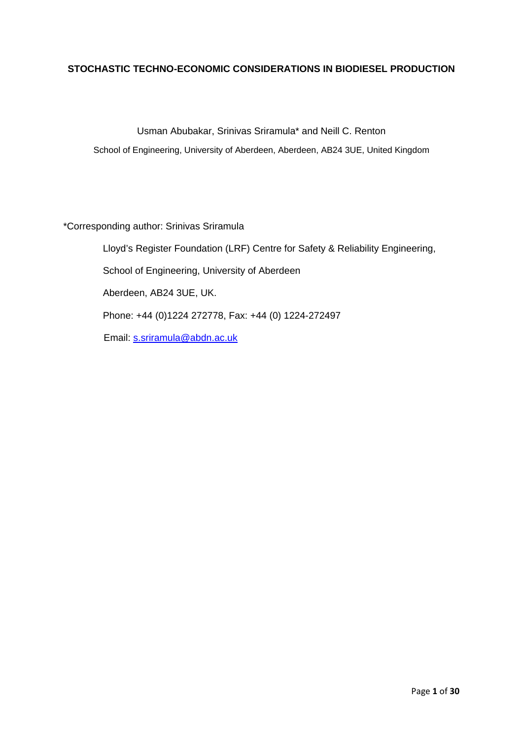# STOCHASTIC TECHNO-ECONOMIC CONSIDERATIONS IN BIODIESEL PRODUCTION

Usman Abubakar, Srinivas Sriramula* and Neill C. Renton

School of Engineering, University of Aberdeen, Aberdeen, AB24 3UE, United Kingdom

*Corresponding author: Srinivas Sriramula

Lloyd's Register Foundation (LRF) Centre for Safety & Reliability Engineering,

School of Engineering, University of Aberdeen

Aberdeen, AB24 3UE, UK.

Phone: +44 (0)1224 272778, Fax: +44 (0) 1224-272497

Email: s.sriramula@abdn.ac.uk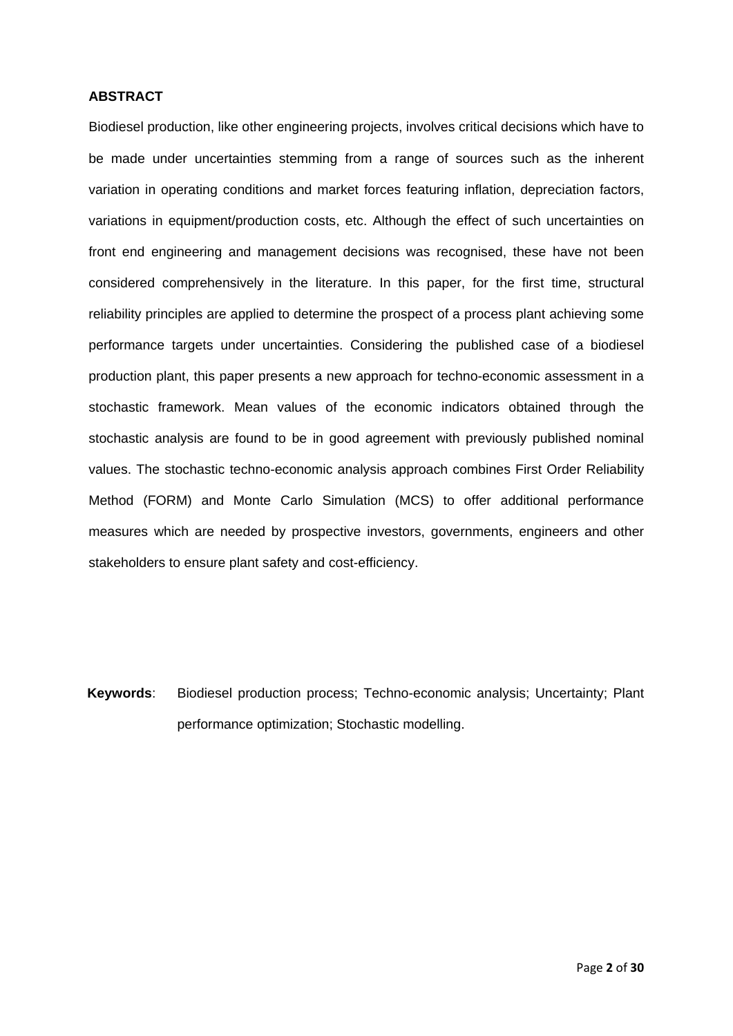## ABSTRACT

Biodiesel production, like other engineering projects, involves critical decisions which have to be made under uncertainties stemming from a range of sources such as the inherent variation in operating conditions and market forces featuring inflation, depreciation factors, variations in equipment/production costs, etc. Although the effect of such uncertainties on front end engineering and management decisions was recognised, these have not been considered comprehensively in the literature. In this paper, for the first time, structural reliability principles are applied to determine the prospect of a process plant achieving some performance targets under uncertainties. Considering the published case of a biodiesel production plant, this paper presents a new approach for techno-economic assessment in a stochastic framework. Mean values of the economic indicators obtained through the stochastic analysis are found to be in good agreement with previously published nominal values. The stochastic techno-economic analysis approach combines First Order Reliability Method (FORM) and Monte Carlo Simulation (MCS) to offer additional performance measures which are needed by prospective investors, governments, engineers and other stakeholders to ensure plant safety and cost-efficiency.

**Keywords**: Biodiesel production process; Techno-economic analysis; Uncertainty; Plant performance optimization; Stochastic modelling.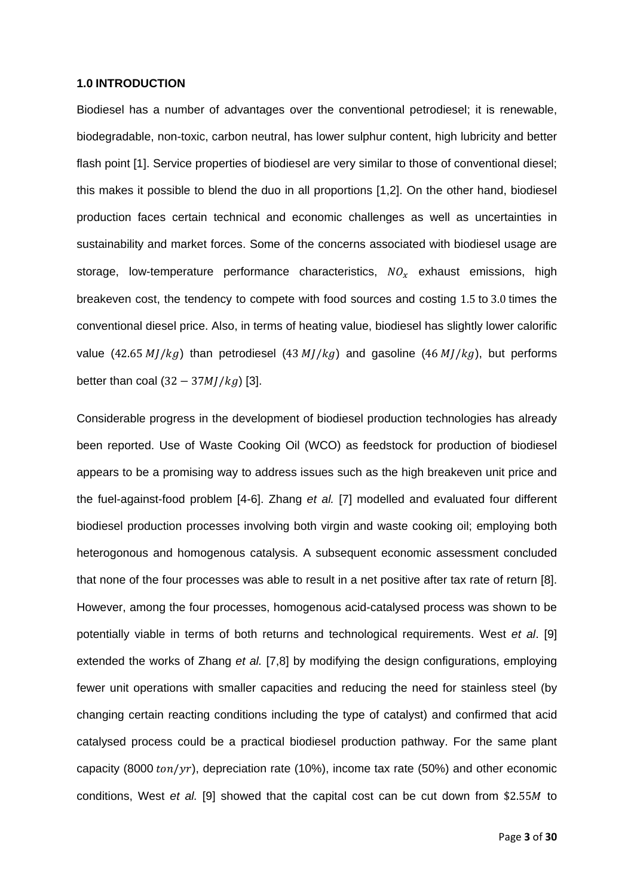### 1.0 INTRODUCTION

Biodiesel has a number of advantages over the conventional petrodiesel; it is renewable, biodegradable, non-toxic, carbon neutral, has lower sulphur content, high lubricity and better flash point [1]. Service properties of biodiesel are very similar to those of conventional diesel; this makes it possible to blend the duo in all proportions [1,2]. On the other hand, biodiesel production faces certain technical and economic challenges as well as uncertainties in sustainability and market forces. Some of the concerns associated with biodiesel usage are storage, low-temperature performance characteristics, $NO_x$ exhaust emissions, high breakeven cost, the tendency to compete with food sources and costing $1.5$ to $3.0$ times the conventional diesel price. Also, in terms of heating value, biodiesel has slightly lower calorific value ($42.65\ MJ/kg$) than petrodiesel ($43\ MJ/kg$) and gasoline ($46\ MJ/kg$), but performs better than coal ($32 - 37MJ/kg$) [3].

Considerable progress in the development of biodiesel production technologies has already been reported. Use of Waste Cooking Oil (WCO) as feedstock for production of biodiesel appears to be a promising way to address issues such as the high breakeven unit price and the fuel-against-food problem [4-6]. Zhang *et al.* [7] modelled and evaluated four different biodiesel production processes involving both virgin and waste cooking oil; employing both heterogonous and homogenous catalysis. A subsequent economic assessment concluded that none of the four processes was able to result in a net positive after tax rate of return [8]. However, among the four processes, homogenous acid-catalysed process was shown to be potentially viable in terms of both returns and technological requirements. West *et al*. [9] extended the works of Zhang *et al.* [7,8] by modifying the design configurations, employing fewer unit operations with smaller capacities and reducing the need for stainless steel (by changing certain reacting conditions including the type of catalyst) and confirmed that acid catalysed process could be a practical biodiesel production pathway. For the same plant capacity (8000 $ton/yr$), depreciation rate (10%), income tax rate (50%) and other economic conditions, West *et al.* [9] showed that the capital cost can be cut down from $\$2.55M$ to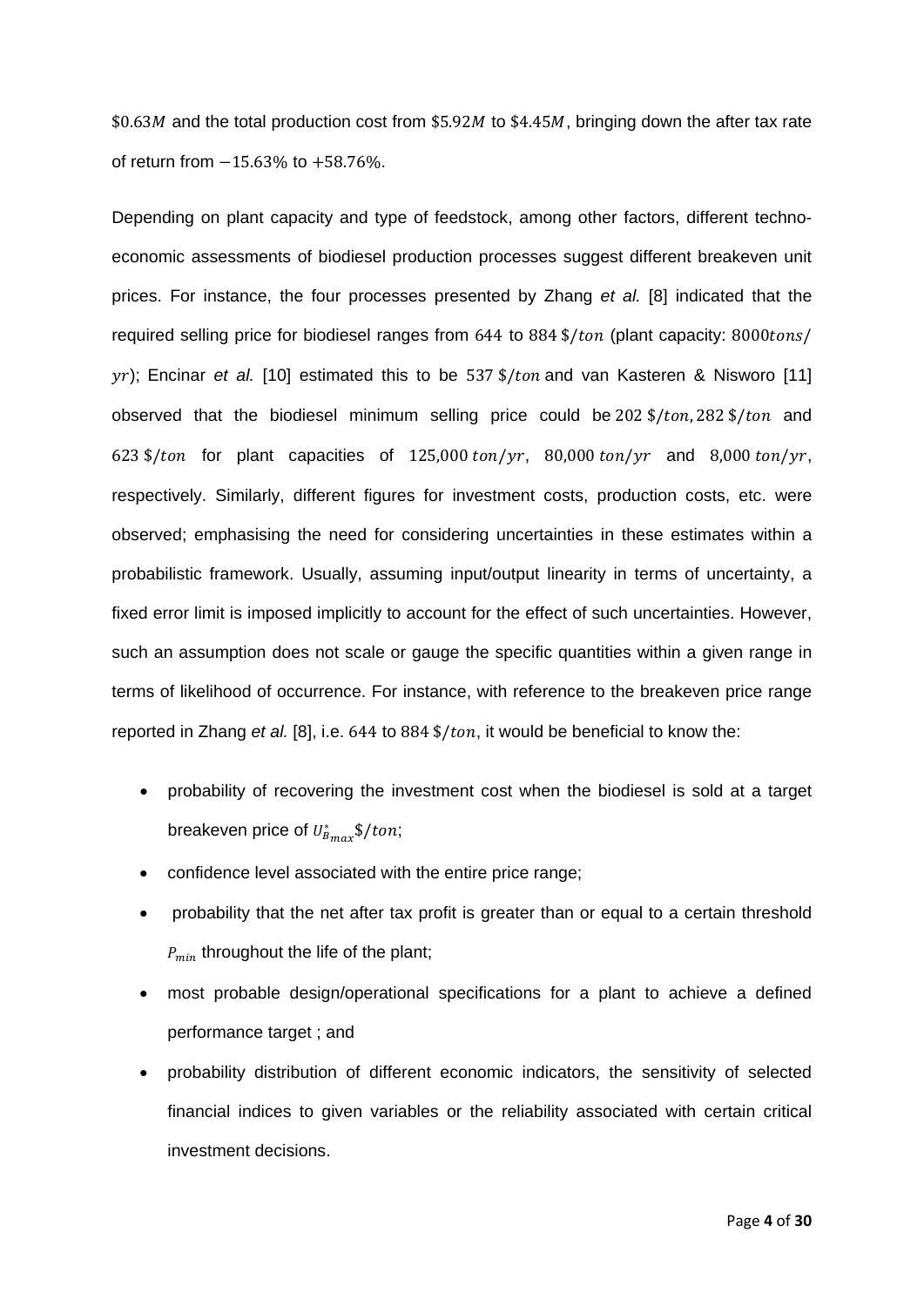$\$0.63M$ and the total production cost from $\$5.92M$ to $\$4.45M$, bringing down the after tax rate of return from $-15.63\%$ to $+58.76\%$.

Depending on plant capacity and type of feedstock, among other factors, different techno-economic assessments of biodiesel production processes suggest different breakeven unit prices. For instance, the four processes presented by Zhang *et al.* [8] indicated that the required selling price for biodiesel ranges from $644$ to $884\ \$/ton$ (plant capacity: $8000 tons/yr$); Encinar *et al.* [10] estimated this to be $537\ \$/ton$ and van Kasteren & Nisworo [11] observed that the biodiesel minimum selling price could be $202\ \$/ton$, $282\ \$/ton$ and $623\ \$/ton$ for plant capacities of $125{,}000\ ton/yr$, $80{,}000\ ton/yr$ and $8{,}000\ ton/yr$, respectively. Similarly, different figures for investment costs, production costs, etc. were observed; emphasising the need for considering uncertainties in these estimates within a probabilistic framework. Usually, assuming input/output linearity in terms of uncertainty, a fixed error limit is imposed implicitly to account for the effect of such uncertainties. However, such an assumption does not scale or gauge the specific quantities within a given range in terms of likelihood of occurrence. For instance, with reference to the breakeven price range reported in Zhang *et al.* [8], i.e. $644$ to $884\ \$/ton$, it would be beneficial to know the:

- probability of recovering the investment cost when the biodiesel is sold at a target breakeven price of $U^*_{B_{max}}\$/ton$;
- confidence level associated with the entire price range;
- probability that the net after tax profit is greater than or equal to a certain threshold $P_{min}$ throughout the life of the plant;
- most probable design/operational specifications for a plant to achieve a defined performance target ; and
- probability distribution of different economic indicators, the sensitivity of selected financial indices to given variables or the reliability associated with certain critical investment decisions.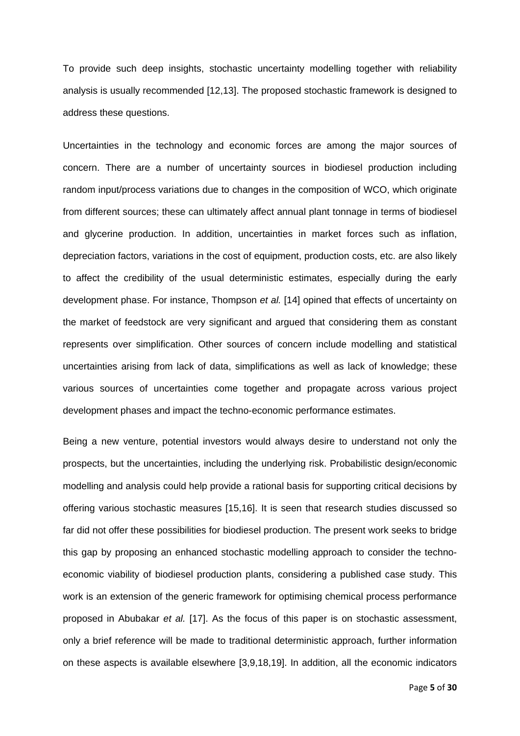To provide such deep insights, stochastic uncertainty modelling together with reliability analysis is usually recommended [12,13]. The proposed stochastic framework is designed to address these questions.

Uncertainties in the technology and economic forces are among the major sources of concern. There are a number of uncertainty sources in biodiesel production including random input/process variations due to changes in the composition of WCO, which originate from different sources; these can ultimately affect annual plant tonnage in terms of biodiesel and glycerine production. In addition, uncertainties in market forces such as inflation, depreciation factors, variations in the cost of equipment, production costs, etc. are also likely to affect the credibility of the usual deterministic estimates, especially during the early development phase. For instance, Thompson *et al.* [14] opined that effects of uncertainty on the market of feedstock are very significant and argued that considering them as constant represents over simplification. Other sources of concern include modelling and statistical uncertainties arising from lack of data, simplifications as well as lack of knowledge; these various sources of uncertainties come together and propagate across various project development phases and impact the techno-economic performance estimates.

Being a new venture, potential investors would always desire to understand not only the prospects, but the uncertainties, including the underlying risk. Probabilistic design/economic modelling and analysis could help provide a rational basis for supporting critical decisions by offering various stochastic measures [15,16]. It is seen that research studies discussed so far did not offer these possibilities for biodiesel production. The present work seeks to bridge this gap by proposing an enhanced stochastic modelling approach to consider the techno-economic viability of biodiesel production plants, considering a published case study. This work is an extension of the generic framework for optimising chemical process performance proposed in Abubakar *et al.* [17]. As the focus of this paper is on stochastic assessment, only a brief reference will be made to traditional deterministic approach, further information on these aspects is available elsewhere [3,9,18,19]. In addition, all the economic indicators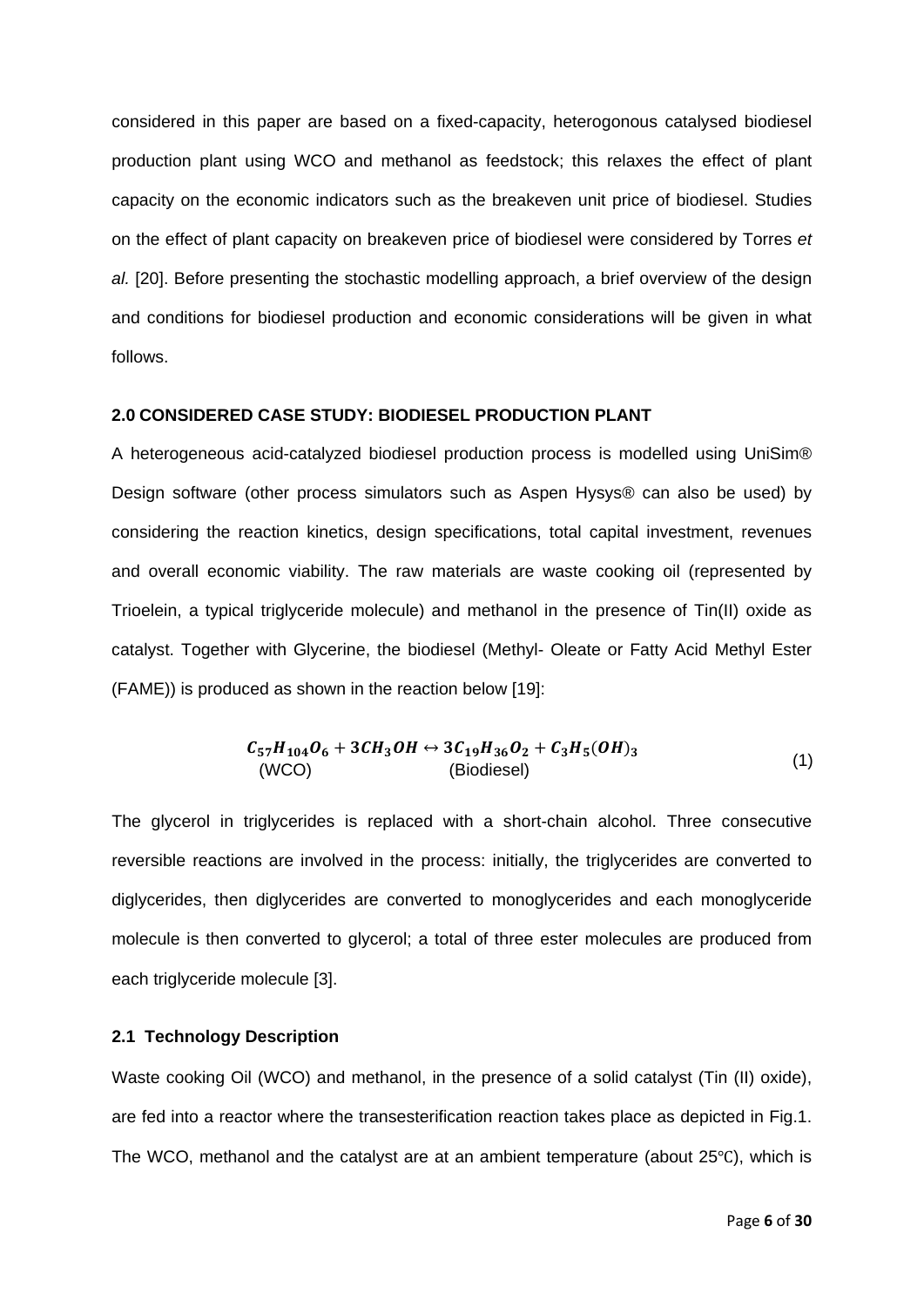considered in this paper are based on a fixed-capacity, heterogonous catalysed biodiesel production plant using WCO and methanol as feedstock; this relaxes the effect of plant capacity on the economic indicators such as the breakeven unit price of biodiesel. Studies on the effect of plant capacity on breakeven price of biodiesel were considered by Torres *et al.* [20]. Before presenting the stochastic modelling approach, a brief overview of the design and conditions for biodiesel production and economic considerations will be given in what follows.

## 2.0 CONSIDERED CASE STUDY: BIODIESEL PRODUCTION PLANT

A heterogeneous acid-catalyzed biodiesel production process is modelled using UniSim® Design software (other process simulators such as Aspen Hysys® can also be used) by considering the reaction kinetics, design specifications, total capital investment, revenues and overall economic viability. The raw materials are waste cooking oil (represented by Trioelein, a typical triglyceride molecule) and methanol in the presence of Tin(II) oxide as catalyst. Together with Glycerine, the biodiesel (Methyl- Oleate or Fatty Acid Methyl Ester (FAME)) is produced as shown in the reaction below [19]:

$$\underset{\text{(WCO)}}{C_{57}H_{104}O_6} + 3CH_3OH \leftrightarrow \underset{\text{(Biodiesel)}}{3C_{19}H_{36}O_2} + C_3H_5(OH)_3 \tag{1}$$

The glycerol in triglycerides is replaced with a short-chain alcohol. Three consecutive reversible reactions are involved in the process: initially, the triglycerides are converted to diglycerides, then diglycerides are converted to monoglycerides and each monoglyceride molecule is then converted to glycerol; a total of three ester molecules are produced from each triglyceride molecule [3].

### 2.1 Technology Description

Waste cooking Oil (WCO) and methanol, in the presence of a solid catalyst (Tin (II) oxide), are fed into a reactor where the transesterification reaction takes place as depicted in Fig.1. The WCO, methanol and the catalyst are at an ambient temperature (about 25℃), which is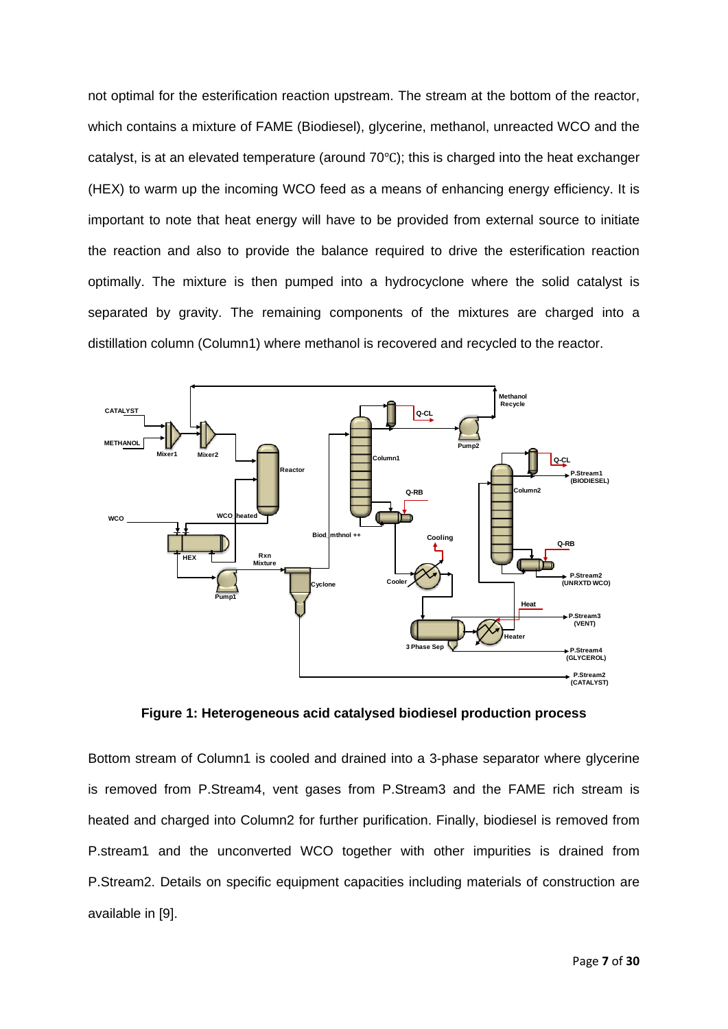not optimal for the esterification reaction upstream. The stream at the bottom of the reactor, which contains a mixture of FAME (Biodiesel), glycerine, methanol, unreacted WCO and the catalyst, is at an elevated temperature (around 70℃); this is charged into the heat exchanger (HEX) to warm up the incoming WCO feed as a means of enhancing energy efficiency. It is important to note that heat energy will have to be provided from external source to initiate the reaction and also to provide the balance required to drive the esterification reaction optimally. The mixture is then pumped into a hydrocyclone where the solid catalyst is separated by gravity. The remaining components of the mixtures are charged into a distillation column (Column1) where methanol is recovered and recycled to the reactor.

**Figure 1: Heterogeneous acid catalysed biodiesel production process**

Bottom stream of Column1 is cooled and drained into a 3-phase separator where glycerine is removed from P.Stream4, vent gases from P.Stream3 and the FAME rich stream is heated and charged into Column2 for further purification. Finally, biodiesel is removed from P.stream1 and the unconverted WCO together with other impurities is drained from P.Stream2. Details on specific equipment capacities including materials of construction are available in [9].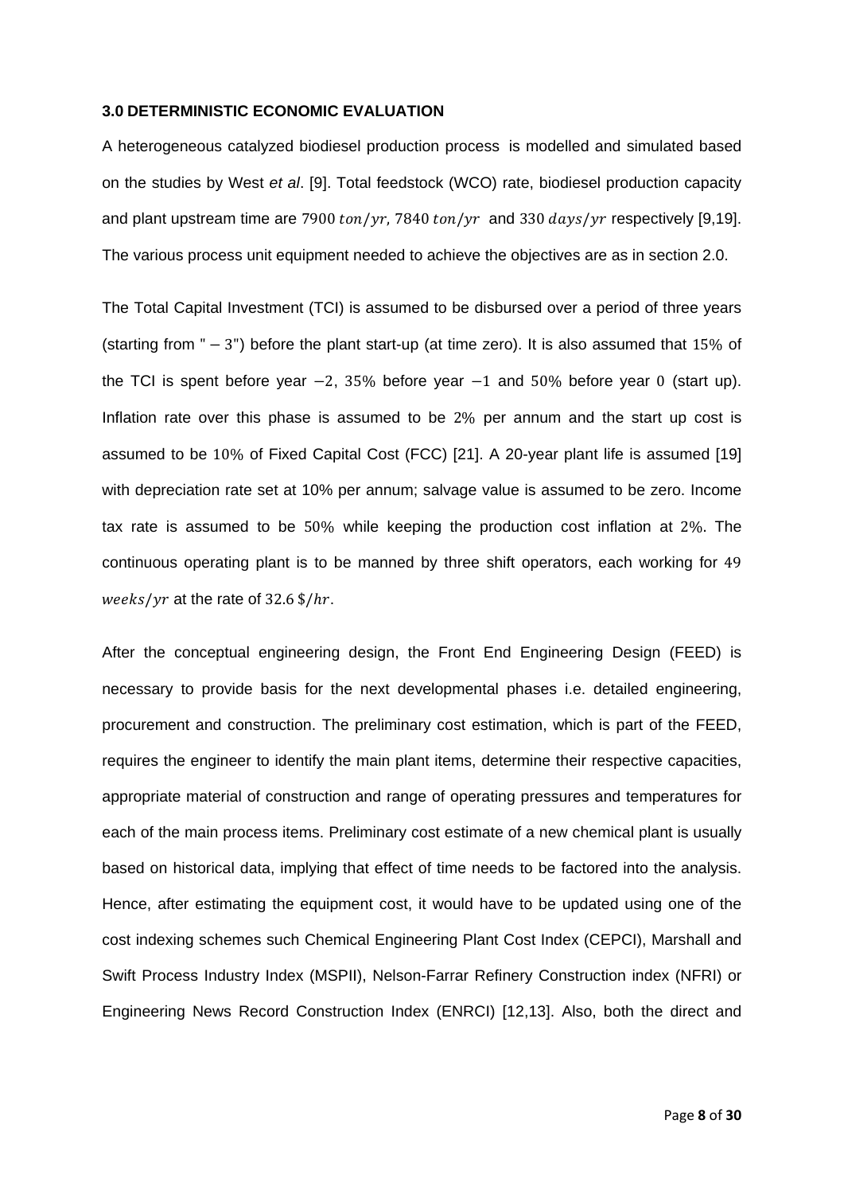### 3.0 DETERMINISTIC ECONOMIC EVALUATION

A heterogeneous catalyzed biodiesel production process is modelled and simulated based on the studies by West *et al*. [9]. Total feedstock (WCO) rate, biodiesel production capacity and plant upstream time are $7900\ ton/yr$, $7840\ ton/yr$ and $330\ days/yr$ respectively [9,19]. The various process unit equipment needed to achieve the objectives are as in section 2.0.

The Total Capital Investment (TCI) is assumed to be disbursed over a period of three years (starting from "$-3$") before the plant start-up (at time zero). It is also assumed that $15\%$ of the TCI is spent before year $-2$, $35\%$ before year $-1$ and $50\%$ before year $0$ (start up). Inflation rate over this phase is assumed to be $2\%$ per annum and the start up cost is assumed to be $10\%$ of Fixed Capital Cost (FCC) [21]. A 20-year plant life is assumed [19] with depreciation rate set at 10% per annum; salvage value is assumed to be zero. Income tax rate is assumed to be $50\%$ while keeping the production cost inflation at $2\%$. The continuous operating plant is to be manned by three shift operators, each working for $49\ weeks/yr$ at the rate of $32.6\ \$/hr$.

After the conceptual engineering design, the Front End Engineering Design (FEED) is necessary to provide basis for the next developmental phases i.e. detailed engineering, procurement and construction. The preliminary cost estimation, which is part of the FEED, requires the engineer to identify the main plant items, determine their respective capacities, appropriate material of construction and range of operating pressures and temperatures for each of the main process items. Preliminary cost estimate of a new chemical plant is usually based on historical data, implying that effect of time needs to be factored into the analysis. Hence, after estimating the equipment cost, it would have to be updated using one of the cost indexing schemes such Chemical Engineering Plant Cost Index (CEPCI), Marshall and Swift Process Industry Index (MSPII), Nelson-Farrar Refinery Construction index (NFRI) or Engineering News Record Construction Index (ENRCI) [12,13]. Also, both the direct and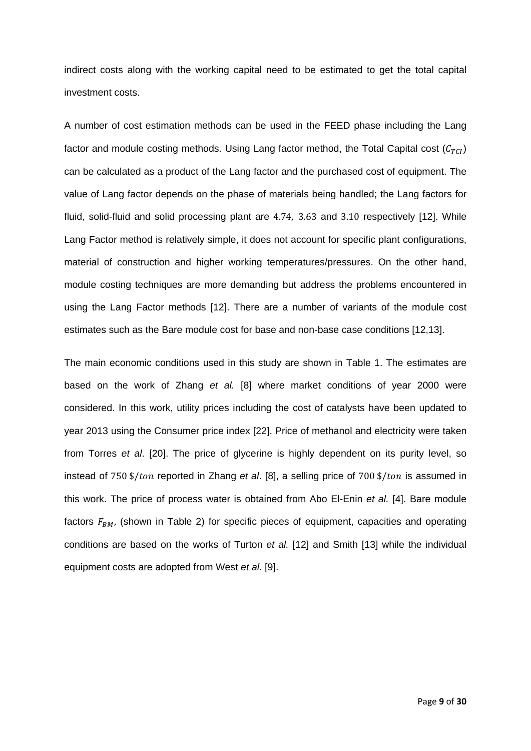indirect costs along with the working capital need to be estimated to get the total capital investment costs.

A number of cost estimation methods can be used in the FEED phase including the Lang factor and module costing methods. Using Lang factor method, the Total Capital cost ($C_{TCI}$) can be calculated as a product of the Lang factor and the purchased cost of equipment. The value of Lang factor depends on the phase of materials being handled; the Lang factors for fluid, solid-fluid and solid processing plant are $4.74$, $3.63$ and $3.10$ respectively [12]. While Lang Factor method is relatively simple, it does not account for specific plant configurations, material of construction and higher working temperatures/pressures. On the other hand, module costing techniques are more demanding but address the problems encountered in using the Lang Factor methods [12]. There are a number of variants of the module cost estimates such as the Bare module cost for base and non-base case conditions [12,13].

The main economic conditions used in this study are shown in Table 1. The estimates are based on the work of Zhang *et al.* [8] where market conditions of year 2000 were considered. In this work, utility prices including the cost of catalysts have been updated to year 2013 using the Consumer price index [22]. Price of methanol and electricity were taken from Torres *et al*. [20]. The price of glycerine is highly dependent on its purity level, so instead of $750\ \$/ton$ reported in Zhang *et al*. [8], a selling price of $700\ \$/ton$ is assumed in this work. The price of process water is obtained from Abo El-Enin *et al.* [4]. Bare module factors $F_{BM}$, (shown in Table 2) for specific pieces of equipment, capacities and operating conditions are based on the works of Turton *et al.* [12] and Smith [13] while the individual equipment costs are adopted from West *et al.* [9].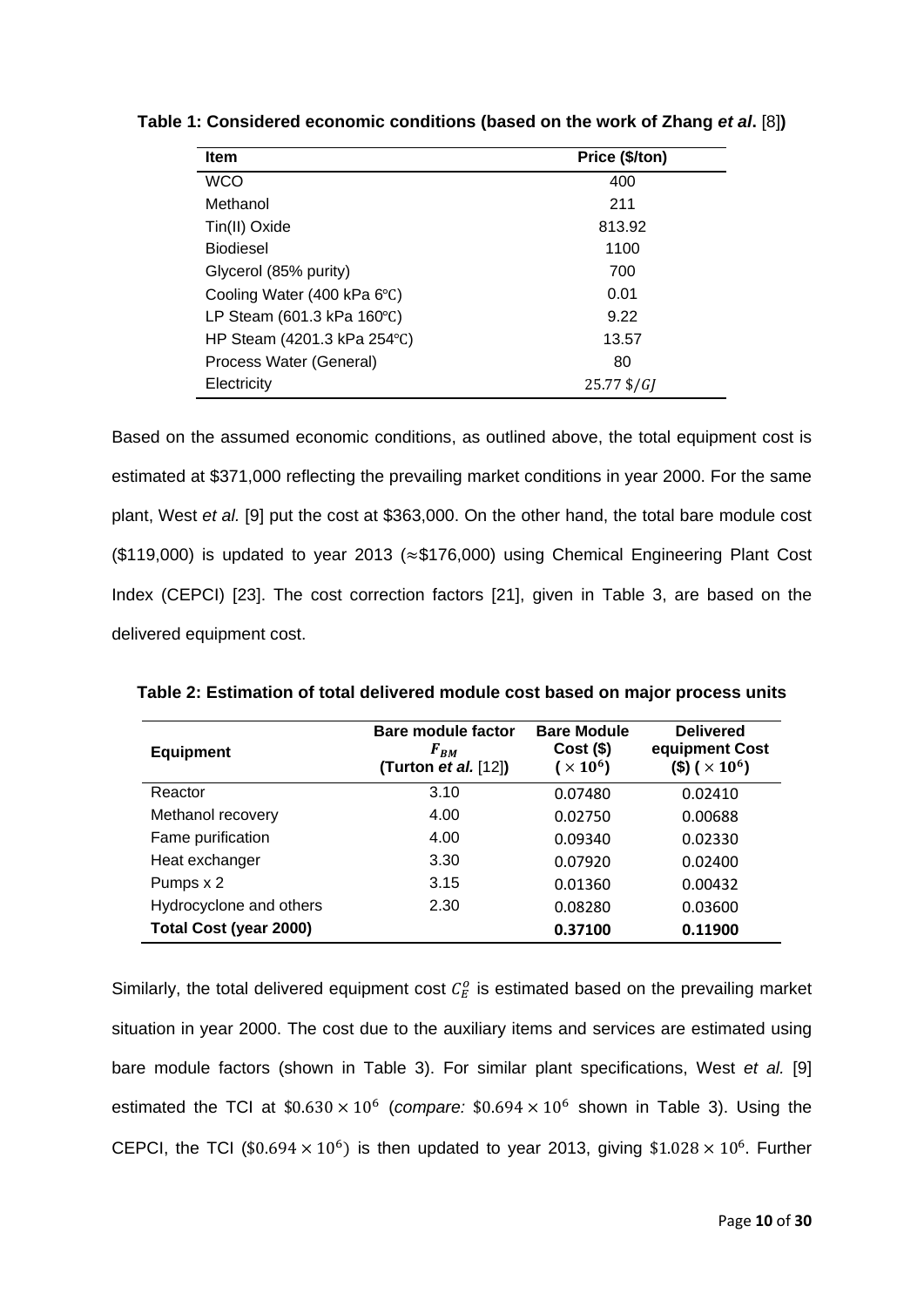**Table 1: Considered economic conditions (based on the work of Zhang *et al*. [8])**

| Item | Price (\$/ton) |
|---|---|
| WCO | 400 |
| Methanol | 211 |
| Tin(II) Oxide | 813.92 |
| Biodiesel | 1100 |
| Glycerol (85% purity) | 700 |
| Cooling Water (400 kPa 6℃) | 0.01 |
| LP Steam (601.3 kPa 160℃) | 9.22 |
| HP Steam (4201.3 kPa 254℃) | 13.57 |
| Process Water (General) | 80 |
| Electricity | $25.77\ \$/GJ$ |

Based on the assumed economic conditions, as outlined above, the total equipment cost is estimated at \$371,000 reflecting the prevailing market conditions in year 2000. For the same plant, West *et al.* [9] put the cost at \$363,000. On the other hand, the total bare module cost (\$119,000) is updated to year 2013 (≈\$176,000) using Chemical Engineering Plant Cost Index (CEPCI) [23]. The cost correction factors [21], given in Table 3, are based on the delivered equipment cost.

**Table 2: Estimation of total delivered module cost based on major process units**

| Equipment | Bare module factor $F_{BM}$ (Turton *et al.* [12]) | Bare Module Cost (\$) $(\times 10^6)$ | Delivered equipment Cost (\$) $(\times 10^6)$ |
|---|---|---|---|
| Reactor | 3.10 | 0.07480 | 0.02410 |
| Methanol recovery | 4.00 | 0.02750 | 0.00688 |
| Fame purification | 4.00 | 0.09340 | 0.02330 |
| Heat exchanger | 3.30 | 0.07920 | 0.02400 |
| Pumps x 2 | 3.15 | 0.01360 | 0.00432 |
| Hydrocyclone and others | 2.30 | 0.08280 | 0.03600 |
| **Total Cost (year 2000)** | | **0.37100** | **0.11900** |

Similarly, the total delivered equipment cost $C_E^o$ is estimated based on the prevailing market situation in year 2000. The cost due to the auxiliary items and services are estimated using bare module factors (shown in Table 3). For similar plant specifications, West *et al.* [9] estimated the TCI at $\$0.630 \times 10^6$ (*compare:* $\$0.694 \times 10^6$ shown in Table 3). Using the CEPCI, the TCI ($\$0.694 \times 10^6$) is then updated to year 2013, giving $\$1.028 \times 10^6$. Further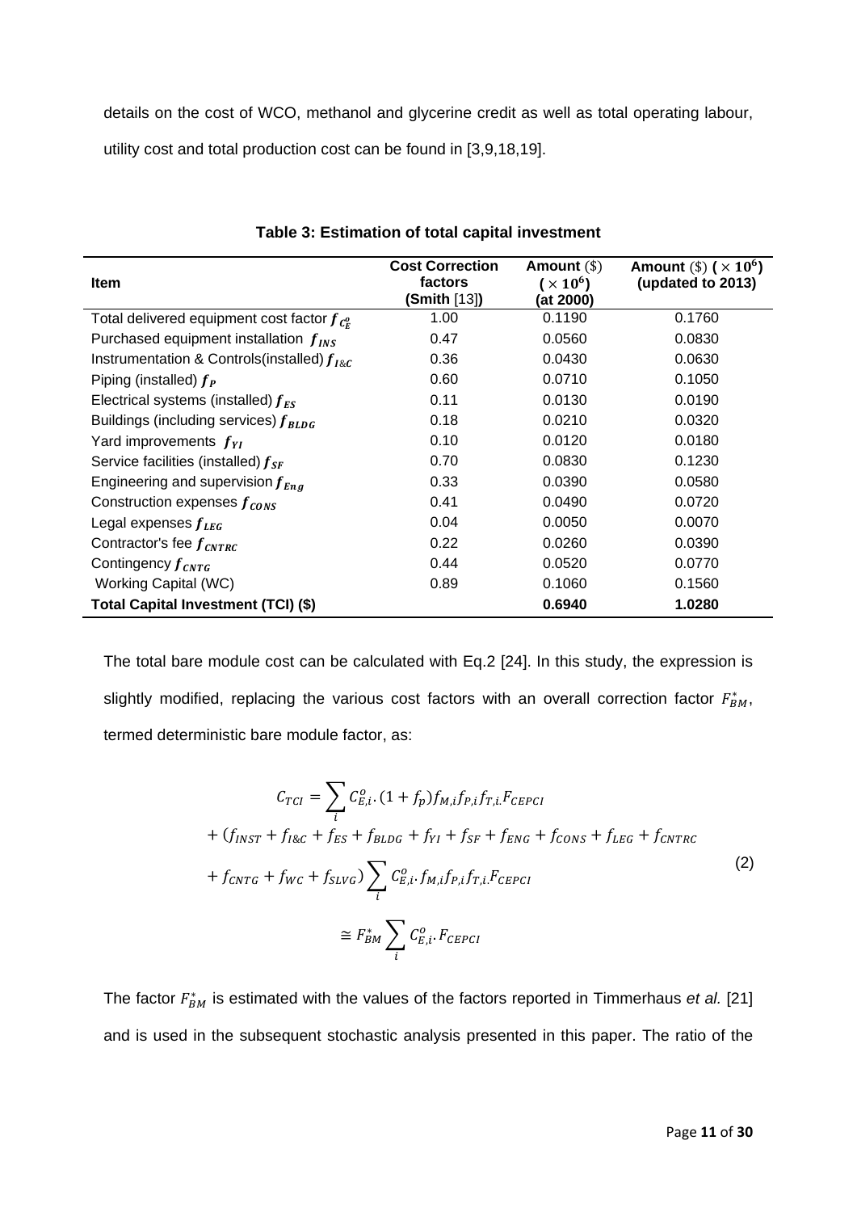details on the cost of WCO, methanol and glycerine credit as well as total operating labour, utility cost and total production cost can be found in [3,9,18,19].

**Table 3: Estimation of total capital investment**

| Item | Cost Correction factors (Smith [13]) | Amount (\$) ($\times 10^6$) (at 2000) | Amount (\$) ($\times 10^6$) (updated to 2013) |
|---|---|---|---|
| Total delivered equipment cost factor $f_{C_E^o}$ | 1.00 | 0.1190 | 0.1760 |
| Purchased equipment installation $f_{INS}$ | 0.47 | 0.0560 | 0.0830 |
| Instrumentation & Controls(installed) $f_{I\&C}$ | 0.36 | 0.0430 | 0.0630 |
| Piping (installed) $f_P$ | 0.60 | 0.0710 | 0.1050 |
| Electrical systems (installed) $f_{ES}$ | 0.11 | 0.0130 | 0.0190 |
| Buildings (including services) $f_{BLDG}$ | 0.18 | 0.0210 | 0.0320 |
| Yard improvements $f_{YI}$ | 0.10 | 0.0120 | 0.0180 |
| Service facilities (installed) $f_{SF}$ | 0.70 | 0.0830 | 0.1230 |
| Engineering and supervision $f_{Eng}$ | 0.33 | 0.0390 | 0.0580 |
| Construction expenses $f_{CONS}$ | 0.41 | 0.0490 | 0.0720 |
| Legal expenses $f_{LEG}$ | 0.04 | 0.0050 | 0.0070 |
| Contractor's fee $f_{CNTRC}$ | 0.22 | 0.0260 | 0.0390 |
| Contingency $f_{CNTG}$ | 0.44 | 0.0520 | 0.0770 |
| Working Capital (WC) | 0.89 | 0.1060 | 0.1560 |
| **Total Capital Investment (TCI) (\$)** | | **0.6940** | **1.0280** |

The total bare module cost can be calculated with Eq.2 [24]. In this study, the expression is slightly modified, replacing the various cost factors with an overall correction factor $F_{BM}^*$, termed deterministic bare module factor, as:

$$
\begin{aligned}
C_{TCI} &= \sum_i C_{E,i}^o.(1+f_p)f_{M,i}f_{P,i}f_{T,i.}F_{CEPCI} \\
&+ (f_{INST} + f_{I\&C} + f_{ES} + f_{BLDG} + f_{YI} + f_{SF} + f_{ENG} + f_{CONS} + f_{LEG} + f_{CNTRC} \\
&+ f_{CNTG} + f_{WC} + f_{SLVG}) \sum_i C_{E,i}^o.f_{M,i}f_{P,i}f_{T,i.}F_{CEPCI} \\
&\cong F_{BM}^* \sum_i C_{E,i}^o.F_{CEPCI}
\end{aligned}
\tag{2}
$$

The factor $F_{BM}^*$ is estimated with the values of the factors reported in Timmerhaus *et al.* [21] and is used in the subsequent stochastic analysis presented in this paper. The ratio of the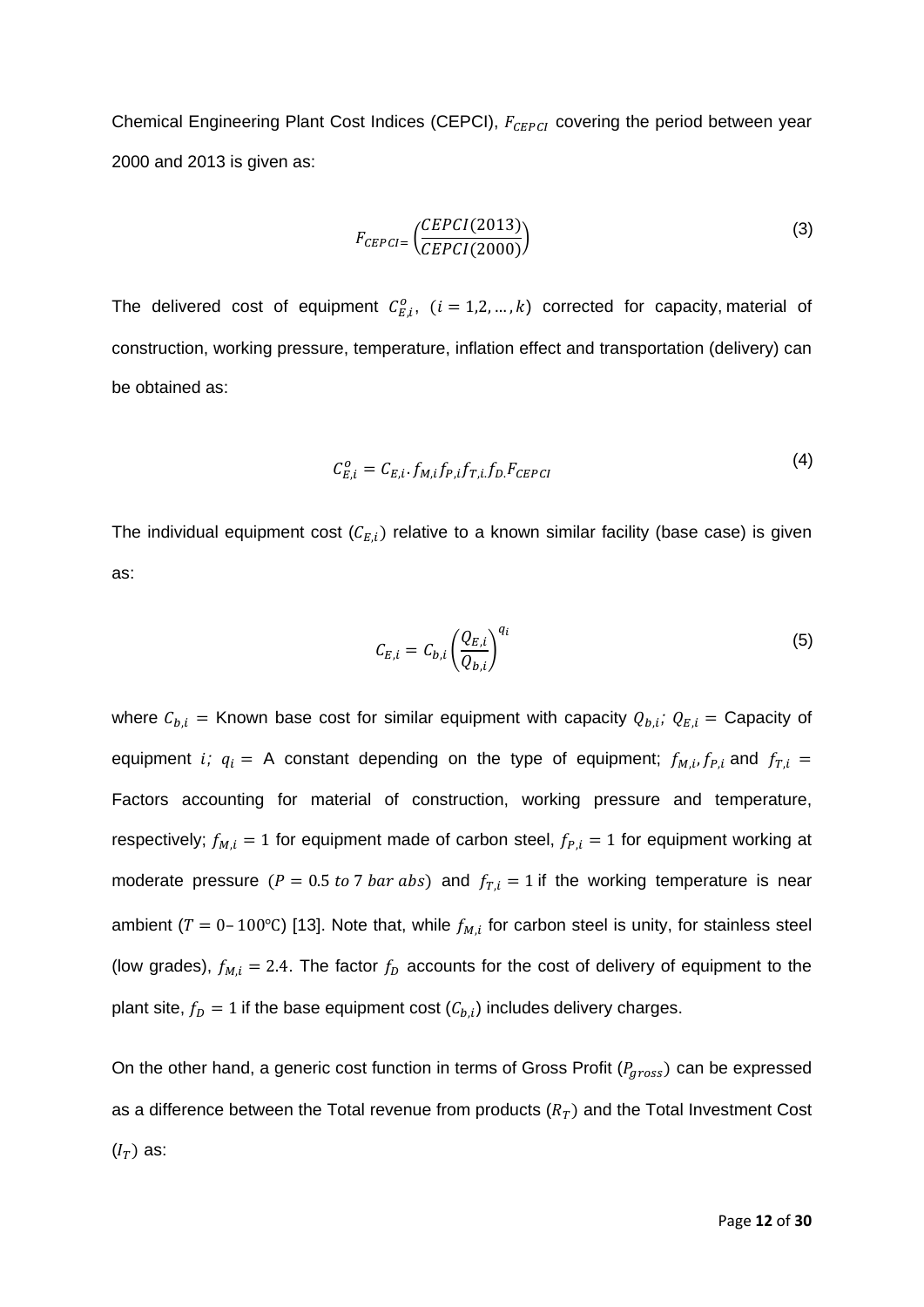Chemical Engineering Plant Cost Indices (CEPCI), $F_{CEPCI}$ covering the period between year 2000 and 2013 is given as:

$$F_{CEPCI} = \left(\frac{CEPCI(2013)}{CEPCI(2000)}\right) \tag{3}$$

The delivered cost of equipment $C_{E,i}^{o}$, $(i = 1,2,\ldots,k)$ corrected for capacity, material of construction, working pressure, temperature, inflation effect and transportation (delivery) can be obtained as:

$$C_{E,i}^{o} = C_{E,i} \cdot f_{M,i} f_{P,i} f_{T,i} \cdot f_{D} \cdot F_{CEPCI} \tag{4}$$

The individual equipment cost ($C_{E,i}$) relative to a known similar facility (base case) is given as:

$$C_{E,i} = C_{b,i} \left(\frac{Q_{E,i}}{Q_{b,i}}\right)^{q_i} \tag{5}$$

where $C_{b,i}$ = Known base cost for similar equipment with capacity $Q_{b,i}$; $Q_{E,i}$ = Capacity of equipment $i$; $q_i$ = A constant depending on the type of equipment; $f_{M,i}, f_{P,i}$ and $f_{T,i}$ = Factors accounting for material of construction, working pressure and temperature, respectively; $f_{M,i} = 1$ for equipment made of carbon steel, $f_{P,i} = 1$ for equipment working at moderate pressure ($P = 0.5$ *to* $7$ *bar abs*) and $f_{T,i} = 1$ if the working temperature is near ambient ($T = 0$–$100$℃) [13]. Note that, while $f_{M,i}$ for carbon steel is unity, for stainless steel (low grades), $f_{M,i} = 2.4$. The factor $f_D$ accounts for the cost of delivery of equipment to the plant site, $f_D = 1$ if the base equipment cost ($C_{b,i}$) includes delivery charges.

On the other hand, a generic cost function in terms of Gross Profit ($P_{gross}$) can be expressed as a difference between the Total revenue from products ($R_T$) and the Total Investment Cost ($I_T$) as: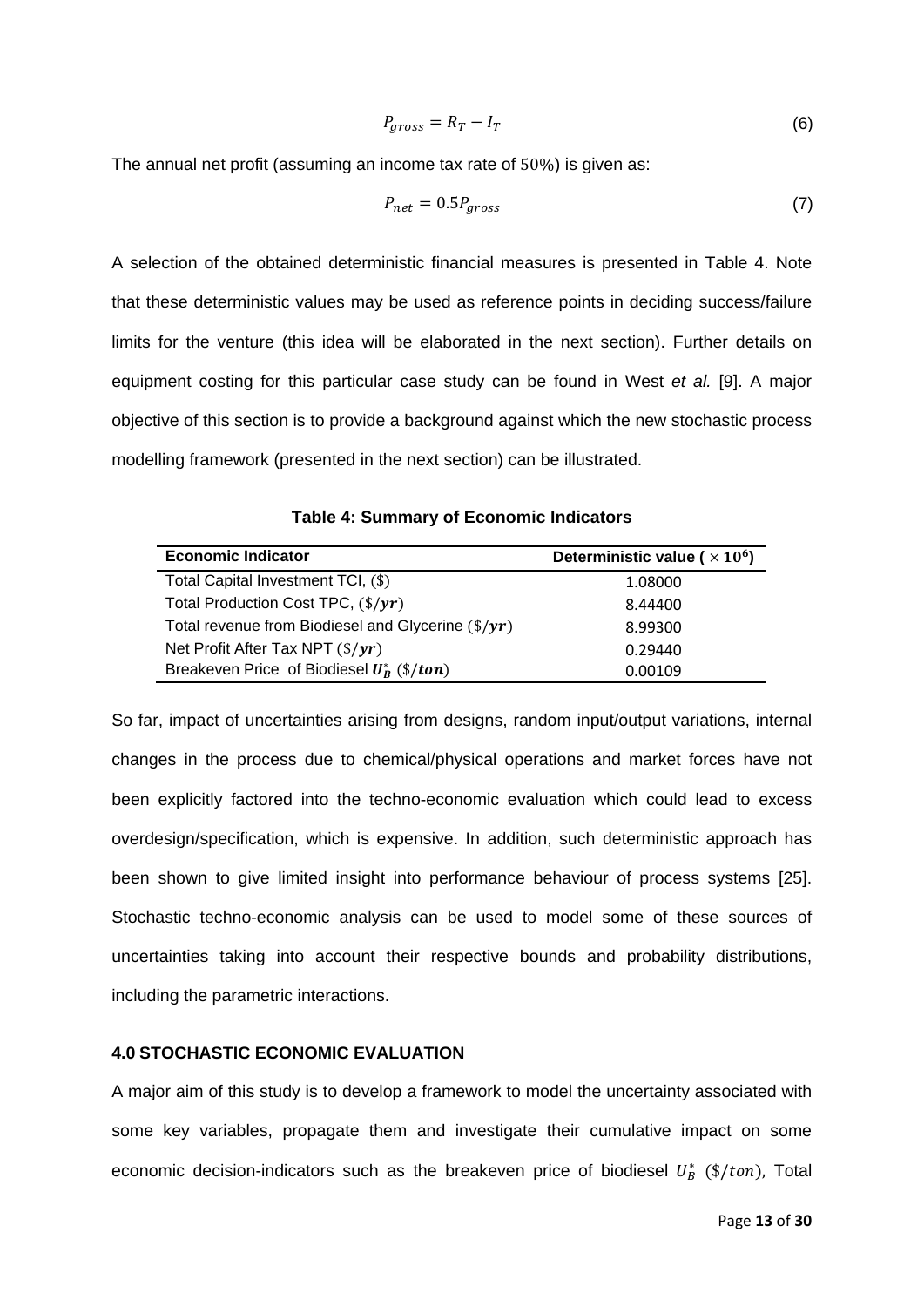$$P_{gross} = R_T - I_T \tag{6}$$

The annual net profit (assuming an income tax rate of $50\%$) is given as:

$$P_{net} = 0.5P_{gross} \tag{7}$$

A selection of the obtained deterministic financial measures is presented in Table 4. Note that these deterministic values may be used as reference points in deciding success/failure limits for the venture (this idea will be elaborated in the next section). Further details on equipment costing for this particular case study can be found in West *et al.* [9]. A major objective of this section is to provide a background against which the new stochastic process modelling framework (presented in the next section) can be illustrated.

**Table 4: Summary of Economic Indicators**

| Economic Indicator | Deterministic value ( $\times 10^6$) |
|---|---|
| Total Capital Investment TCI, ($) | 1.08000 |
| Total Production Cost TPC, ($\$/yr$) | 8.44400 |
| Total revenue from Biodiesel and Glycerine ($\$/yr$) | 8.99300 |
| Net Profit After Tax NPT ($\$/yr$) | 0.29440 |
| Breakeven Price of Biodiesel $U_B^*$ ($\$/ton$) | 0.00109 |

So far, impact of uncertainties arising from designs, random input/output variations, internal changes in the process due to chemical/physical operations and market forces have not been explicitly factored into the techno-economic evaluation which could lead to excess overdesign/specification, which is expensive. In addition, such deterministic approach has been shown to give limited insight into performance behaviour of process systems [25]. Stochastic techno-economic analysis can be used to model some of these sources of uncertainties taking into account their respective bounds and probability distributions, including the parametric interactions.

### 4.0 STOCHASTIC ECONOMIC EVALUATION

A major aim of this study is to develop a framework to model the uncertainty associated with some key variables, propagate them and investigate their cumulative impact on some economic decision-indicators such as the breakeven price of biodiesel $U_B^*$ ($\$/ton$), Total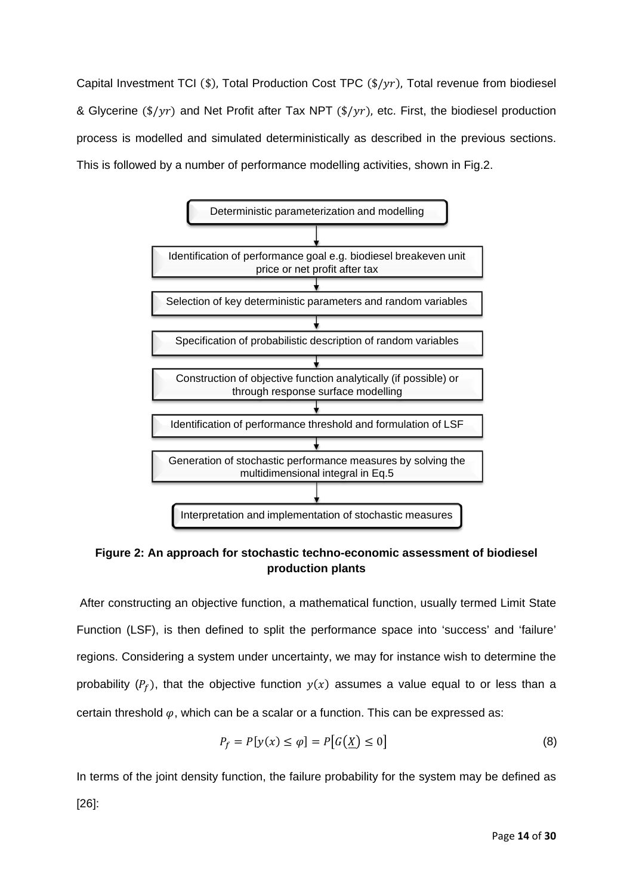Capital Investment TCI ($\$$), Total Production Cost TPC ($\$/yr$), Total revenue from biodiesel & Glycerine ($\$/yr$) and Net Profit after Tax NPT ($\$/yr$), etc. First, the biodiesel production process is modelled and simulated deterministically as described in the previous sections. This is followed by a number of performance modelling activities, shown in Fig.2.

Deterministic parameterization and modelling

↓

Identification of performance goal e.g. biodiesel breakeven unit price or net profit after tax

↓

Selection of key deterministic parameters and random variables

↓

Specification of probabilistic description of random variables

↓

Construction of objective function analytically (if possible) or through response surface modelling

↓

Identification of performance threshold and formulation of LSF

↓

Generation of stochastic performance measures by solving the multidimensional integral in Eq.5

↓

Interpretation and implementation of stochastic measures

**Figure 2: An approach for stochastic techno-economic assessment of biodiesel production plants**

After constructing an objective function, a mathematical function, usually termed Limit State Function (LSF), is then defined to split the performance space into 'success' and 'failure' regions. Considering a system under uncertainty, we may for instance wish to determine the probability ($P_f$), that the objective function $y(x)$ assumes a value equal to or less than a certain threshold $\varphi$, which can be a scalar or a function. This can be expressed as:

$$P_f = P[y(x) \leq \varphi] = P\left[G\left(\underline{X}\right) \leq 0\right] \tag{8}$$

In terms of the joint density function, the failure probability for the system may be defined as [26]: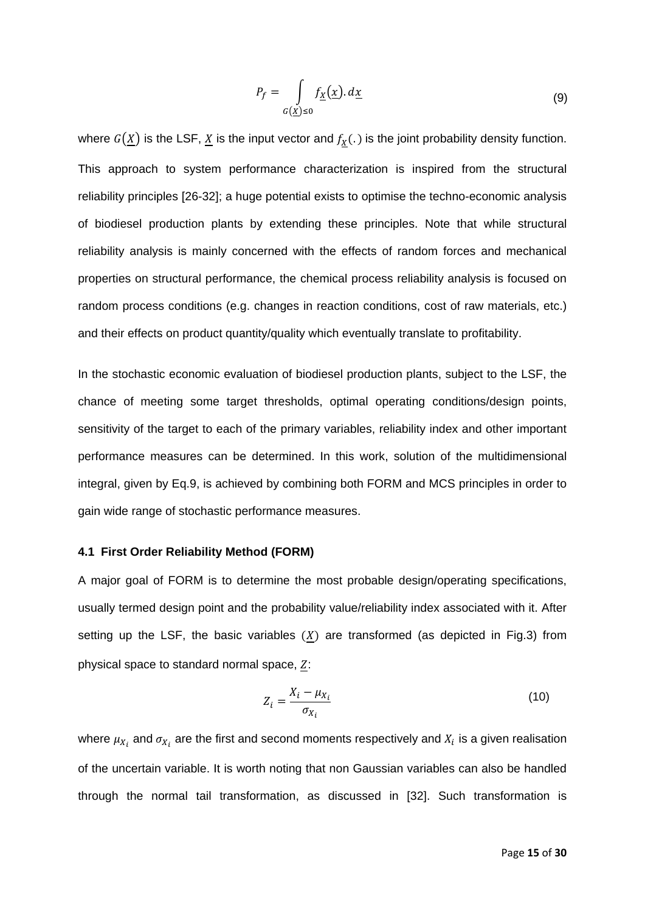$$P_f = \int_{G(\underline{x}) \leq 0} f_{\underline{X}}(\underline{x}).\,d\underline{x} \tag{9}$$

where $G(\underline{X})$ is the LSF, $\underline{X}$ is the input vector and $f_{\underline{X}}(.)$ is the joint probability density function. This approach to system performance characterization is inspired from the structural reliability principles [26-32]; a huge potential exists to optimise the techno-economic analysis of biodiesel production plants by extending these principles. Note that while structural reliability analysis is mainly concerned with the effects of random forces and mechanical properties on structural performance, the chemical process reliability analysis is focused on random process conditions (e.g. changes in reaction conditions, cost of raw materials, etc.) and their effects on product quantity/quality which eventually translate to profitability.

In the stochastic economic evaluation of biodiesel production plants, subject to the LSF, the chance of meeting some target thresholds, optimal operating conditions/design points, sensitivity of the target to each of the primary variables, reliability index and other important performance measures can be determined. In this work, solution of the multidimensional integral, given by Eq.9, is achieved by combining both FORM and MCS principles in order to gain wide range of stochastic performance measures.

### 4.1 First Order Reliability Method (FORM)

A major goal of FORM is to determine the most probable design/operating specifications, usually termed design point and the probability value/reliability index associated with it. After setting up the LSF, the basic variables ($\underline{X}$) are transformed (as depicted in Fig.3) from physical space to standard normal space, $\underline{Z}$:

$$Z_i = \frac{X_i - \mu_{X_i}}{\sigma_{X_i}} \tag{10}$$

where $\mu_{X_i}$ and $\sigma_{X_i}$ are the first and second moments respectively and $X_i$ is a given realisation of the uncertain variable. It is worth noting that non Gaussian variables can also be handled through the normal tail transformation, as discussed in [32]. Such transformation is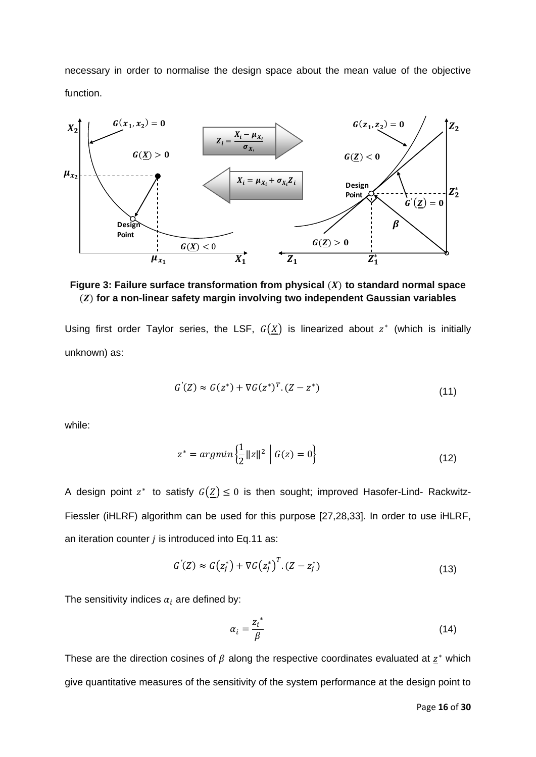necessary in order to normalise the design space about the mean value of the objective function.

**Figure 3: Failure surface transformation from physical $(X)$ to standard normal space $(Z)$ for a non-linear safety margin involving two independent Gaussian variables**

Using first order Taylor series, the LSF, $G(\underline{X})$ is linearized about $z^*$ (which is initially unknown) as:

$$G^{'}(Z) \approx G(z^*) + \nabla G(z^*)^T.(Z - z^*) \tag{11}$$

while:

$$z^* = argmin\left\{\frac{1}{2}\|z\|^2 \;\middle|\; G(z) = 0\right\} \tag{12}$$

A design point $z^*$ to satisfy $G(\underline{Z}) \leq 0$ is then sought; improved Hasofer-Lind- Rackwitz-Fiessler (iHLRF) algorithm can be used for this purpose [27,28,33]. In order to use iHLRF, an iteration counter $j$ is introduced into Eq.11 as:

$$G^{'}(Z) \approx G(z_j^*) + \nabla G(z_j^*)^T.(Z - z_j^*) \tag{13}$$

The sensitivity indices $\alpha_i$ are defined by:

$$\alpha_i = \frac{{z_i}^*}{\beta} \tag{14}$$

These are the direction cosines of $\beta$ along the respective coordinates evaluated at $\underline{z}^*$ which give quantitative measures of the sensitivity of the system performance at the design point to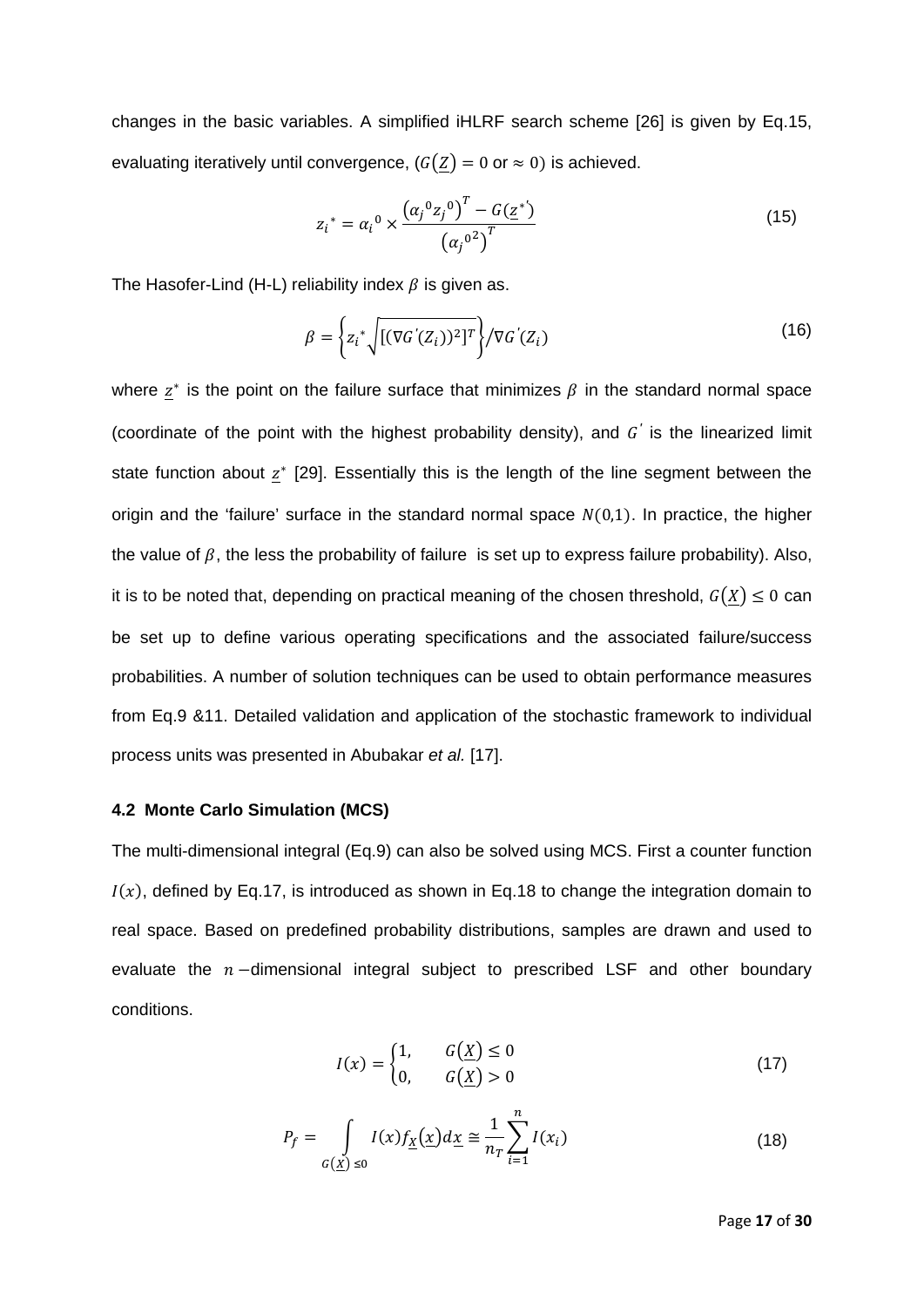changes in the basic variables. A simplified iHLRF search scheme [26] is given by Eq.15, evaluating iteratively until convergence, ($G(\underline{Z}) = 0$ or $\approx 0$) is achieved.

$$z_i{}^* = \alpha_i{}^0 \times \frac{\left(\alpha_j{}^0 z_j{}^0\right)^T - G(\underline{z}^{*'})}{\left(\alpha_j{}^{0^2}\right)^T} \tag{15}$$

The Hasofer-Lind (H-L) reliability index $\beta$ is given as.

$$\beta = \left\{ z_i{}^* \sqrt{[(\nabla G^{'}(Z_i))^2]^T} \right\} / \nabla G^{'}(Z_i) \tag{16}$$

where $\underline{z}^*$ is the point on the failure surface that minimizes $\beta$ in the standard normal space (coordinate of the point with the highest probability density), and $G^{'}$ is the linearized limit state function about $\underline{z}^*$ [29]. Essentially this is the length of the line segment between the origin and the 'failure' surface in the standard normal space $N(0,1)$. In practice, the higher the value of $\beta$, the less the probability of failure is set up to express failure probability). Also, it is to be noted that, depending on practical meaning of the chosen threshold, $G(\underline{X}) \leq 0$ can be set up to define various operating specifications and the associated failure/success probabilities. A number of solution techniques can be used to obtain performance measures from Eq.9 &11. Detailed validation and application of the stochastic framework to individual process units was presented in Abubakar *et al.* [17].

### 4.2 Monte Carlo Simulation (MCS)

The multi-dimensional integral (Eq.9) can also be solved using MCS. First a counter function $I(x)$, defined by Eq.17, is introduced as shown in Eq.18 to change the integration domain to real space. Based on predefined probability distributions, samples are drawn and used to evaluate the $n-$dimensional integral subject to prescribed LSF and other boundary conditions.

$$I(x) = \begin{cases} 1, & G(\underline{X}) \leq 0 \\ 0, & G(\underline{X}) > 0 \end{cases} \tag{17}$$

$$P_f = \int_{G(\underline{X}) \leq 0} I(x) f_{\underline{X}}(\underline{x}) d\underline{x} \cong \frac{1}{n_T} \sum_{i=1}^{n} I(x_i) \tag{18}$$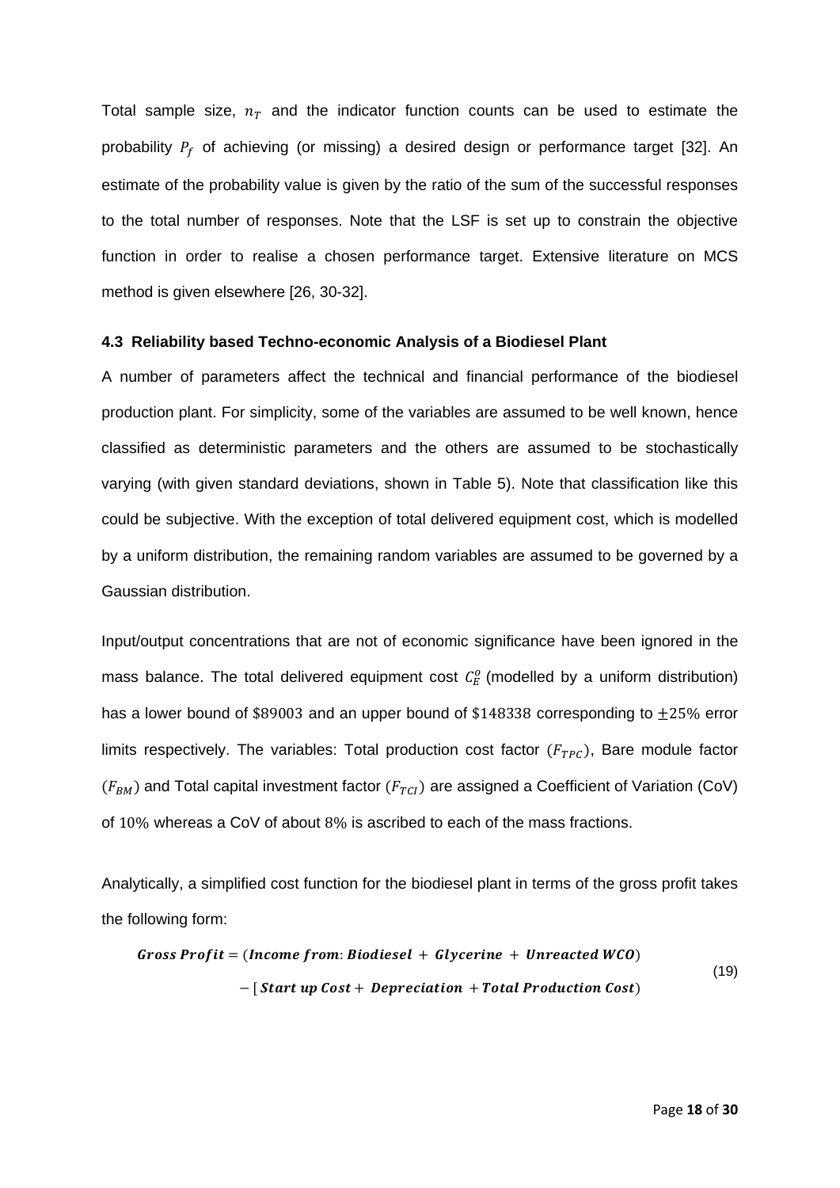Total sample size, $n_T$ and the indicator function counts can be used to estimate the probability $P_f$ of achieving (or missing) a desired design or performance target [32]. An estimate of the probability value is given by the ratio of the sum of the successful responses to the total number of responses. Note that the LSF is set up to constrain the objective function in order to realise a chosen performance target. Extensive literature on MCS method is given elsewhere [26, 30-32].

### 4.3 Reliability based Techno-economic Analysis of a Biodiesel Plant

A number of parameters affect the technical and financial performance of the biodiesel production plant. For simplicity, some of the variables are assumed to be well known, hence classified as deterministic parameters and the others are assumed to be stochastically varying (with given standard deviations, shown in Table 5). Note that classification like this could be subjective. With the exception of total delivered equipment cost, which is modelled by a uniform distribution, the remaining random variables are assumed to be governed by a Gaussian distribution.

Input/output concentrations that are not of economic significance have been ignored in the mass balance. The total delivered equipment cost $C_E^o$ (modelled by a uniform distribution) has a lower bound of \$89003 and an upper bound of \$148338 corresponding to $\pm 25\%$ error limits respectively. The variables: Total production cost factor $(F_{TPC})$, Bare module factor $(F_{BM})$ and Total capital investment factor $(F_{TCI})$ are assigned a Coefficient of Variation (CoV) of $10\%$ whereas a CoV of about $8\%$ is ascribed to each of the mass fractions.

Analytically, a simplified cost function for the biodiesel plant in terms of the gross profit takes the following form:

$$\begin{aligned} \textbf{\textit{Gross Profit}} = & \ (\textbf{\textit{Income from}}: \textbf{\textit{Biodiesel}} + \textbf{\textit{Glycerine}} + \textbf{\textit{Unreacted WCO}}) \\ & - [\, \textbf{\textit{Start up Cost}} + \textbf{\textit{Depreciation}} + \textbf{\textit{Total Production Cost}}) \end{aligned} \tag{19}$$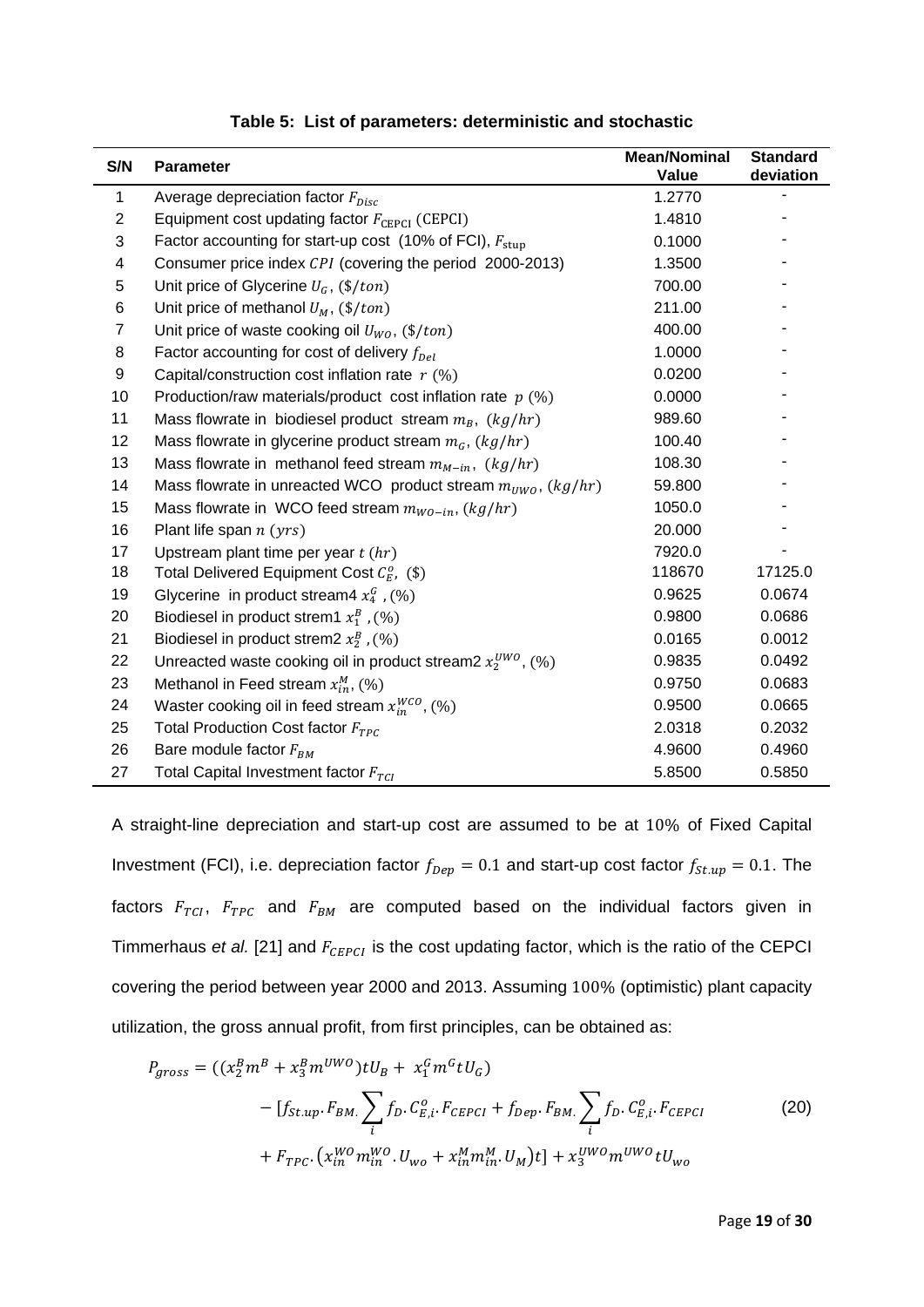**Table 5: List of parameters: deterministic and stochastic**

| S/N | Parameter | Mean/Nominal Value | Standard deviation |
|---|---|---|---|
| 1 | Average depreciation factor $F_{Disc}$ | 1.2770 | - |
| 2 | Equipment cost updating factor $F_{\mathrm{CEPCI}}$ (CEPCI) | 1.4810 | - |
| 3 | Factor accounting for start-up cost (10% of FCI), $F_{\mathrm{stup}}$ | 0.1000 | - |
| 4 | Consumer price index $CPI$ (covering the period 2000-2013) | 1.3500 | - |
| 5 | Unit price of Glycerine $U_G$, $(\$/ton)$ | 700.00 | - |
| 6 | Unit price of methanol $U_M$, $(\$/ton)$ | 211.00 | - |
| 7 | Unit price of waste cooking oil $U_{WO}$, $(\$/ton)$ | 400.00 | - |
| 8 | Factor accounting for cost of delivery $f_{Del}$ | 1.0000 | - |
| 9 | Capital/construction cost inflation rate $r$ (%) | 0.0200 | - |
| 10 | Production/raw materials/product cost inflation rate $p$ (%) | 0.0000 | - |
| 11 | Mass flowrate in biodiesel product stream $m_B$, $(kg/hr)$ | 989.60 | - |
| 12 | Mass flowrate in glycerine product stream $m_G$, $(kg/hr)$ | 100.40 | - |
| 13 | Mass flowrate in methanol feed stream $m_{M-in}$, $(kg/hr)$ | 108.30 | - |
| 14 | Mass flowrate in unreacted WCO product stream $m_{UWO}$, $(kg/hr)$ | 59.800 | - |
| 15 | Mass flowrate in WCO feed stream $m_{WO-in}$, $(kg/hr)$ | 1050.0 | - |
| 16 | Plant life span $n$ $(yrs)$ | 20.000 | - |
| 17 | Upstream plant time per year $t$ $(hr)$ | 7920.0 | - |
| 18 | Total Delivered Equipment Cost $C_E^o$, (\$) | 118670 | 17125.0 |
| 19 | Glycerine in product stream4 $x_4^G$, (%) | 0.9625 | 0.0674 |
| 20 | Biodiesel in product strem1 $x_1^B$, (%) | 0.9800 | 0.0686 |
| 21 | Biodiesel in product strem2 $x_2^B$, (%) | 0.0165 | 0.0012 |
| 22 | Unreacted waste cooking oil in product stream2 $x_2^{UWO}$, (%) | 0.9835 | 0.0492 |
| 23 | Methanol in Feed stream $x_{in}^M$, (%) | 0.9750 | 0.0683 |
| 24 | Waster cooking oil in feed stream $x_{in}^{WCO}$, (%) | 0.9500 | 0.0665 |
| 25 | Total Production Cost factor $F_{TPC}$ | 2.0318 | 0.2032 |
| 26 | Bare module factor $F_{BM}$ | 4.9600 | 0.4960 |
| 27 | Total Capital Investment factor $F_{TCI}$ | 5.8500 | 0.5850 |

A straight-line depreciation and start-up cost are assumed to be at 10% of Fixed Capital Investment (FCI), i.e. depreciation factor $f_{Dep} = 0.1$ and start-up cost factor $f_{St.up} = 0.1$. The factors $F_{TCI}$, $F_{TPC}$ and $F_{BM}$ are computed based on the individual factors given in Timmerhaus *et al.* [21] and $F_{CEPCI}$ is the cost updating factor, which is the ratio of the CEPCI covering the period between year 2000 and 2013. Assuming 100% (optimistic) plant capacity utilization, the gross annual profit, from first principles, can be obtained as:

$$P_{gross} = ((x_2^B m^B + x_3^B m^{UWO})tU_B + x_1^G m^G tU_G) - [f_{St.up}.F_{BM.}\sum_i f_D.C_{E,i}^o.F_{CEPCI} + f_{Dep}.F_{BM.}\sum_i f_D.C_{E,i}^o.F_{CEPCI} + F_{TPC}.(x_{in}^{WO}m_{in}^{WO}.U_{wo} + x_{in}^M m_{in}^M.U_M)t] + x_3^{UWO}m^{UWO}tU_{wo} \quad (20)$$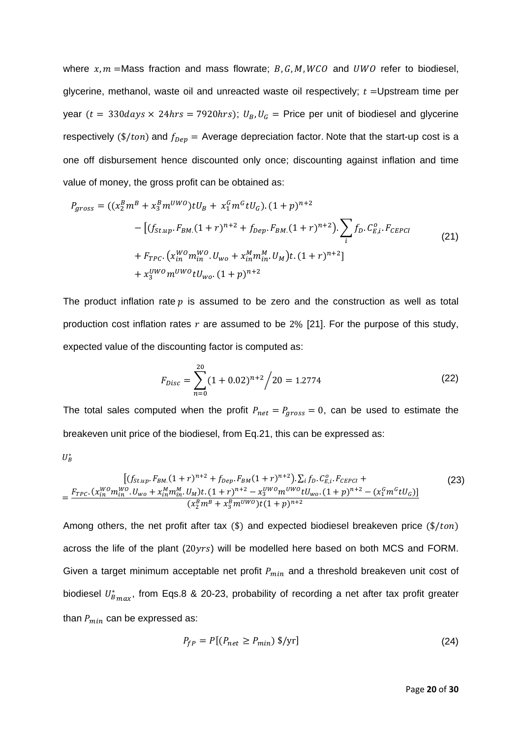where $x, m$ =Mass fraction and mass flowrate; $B, G, M, WCO$ and $UWO$ refer to biodiesel, glycerine, methanol, waste oil and unreacted waste oil respectively; $t$ =Upstream time per year ($t = 330days \times 24hrs = 7920hrs$); $U_B, U_G$ = Price per unit of biodiesel and glycerine respectively ($\$/ton$) and $f_{Dep}$ = Average depreciation factor. Note that the start-up cost is a one off disbursement hence discounted only once; discounting against inflation and time value of money, the gross profit can be obtained as:

$$
\begin{aligned}
P_{gross} = & ((x_2^B m^B + x_3^B m^{UWO})tU_B + x_1^G m^G tU_G).(1+p)^{n+2} \\
& - \big[(f_{St.up}.F_{BM.}(1+r)^{n+2} + f_{Dep}.F_{BM.}(1+r)^{n+2}).\sum_i f_D.C_{E,i}^o.F_{CEPCI} \\
& + F_{TPC}.\left(x_{in}^{WO} m_{in}^{WO}.U_{wo} + x_{in}^M m_{in}^M.U_M\right)t.(1+r)^{n+2}\big] \\
& + x_3^{UWO} m^{UWO} tU_{wo}.(1+p)^{n+2}
\end{aligned} \tag{21}
$$

The product inflation rate $p$ is assumed to be zero and the construction as well as total production cost inflation rates $r$ are assumed to be $2\%$ [21]. For the purpose of this study, expected value of the discounting factor is computed as:

$$
F_{Disc} = \sum_{n=0}^{20} (1+0.02)^{n+2} \Big/ 20 = 1.2774 \tag{22}
$$

The total sales computed when the profit $P_{net} = P_{gross} = 0$, can be used to estimate the breakeven unit price of the biodiesel, from Eq.21, this can be expressed as:

$$
U_B^* = \frac{\begin{array}{c}\big[(f_{St.up}.F_{BM.}(1+r)^{n+2} + f_{Dep}.F_{BM}(1+r)^{n+2}).\sum_i f_D.C_{E,i}^o.F_{CEPCI} + \\ F_{TPC}.(x_{in}^{WO} m_{in}^{WO}.U_{wo} + x_{in}^M m_{in}^M.U_M)t.(1+r)^{n+2} - x_3^{UWO} m^{UWO} tU_{wo}.(1+p)^{n+2} - (x_1^G m^G tU_G)\big]\end{array}}{(x_2^B m^B + x_3^B m^{UWO})t(1+p)^{n+2}} \tag{23}
$$

Among others, the net profit after tax ($\$$) and expected biodiesel breakeven price ($\$/ton$) across the life of the plant ($20yrs$) will be modelled here based on both MCS and FORM. Given a target minimum acceptable net profit $P_{min}$ and a threshold breakeven unit cost of biodiesel $U^*_{B_{max}}$, from Eqs.8 & 20-23, probability of recording a net after tax profit greater than $P_{min}$ can be expressed as:

$$
P_{fP} = P[(P_{net} \geq P_{min})\ \$/\text{yr}] \tag{24}
$$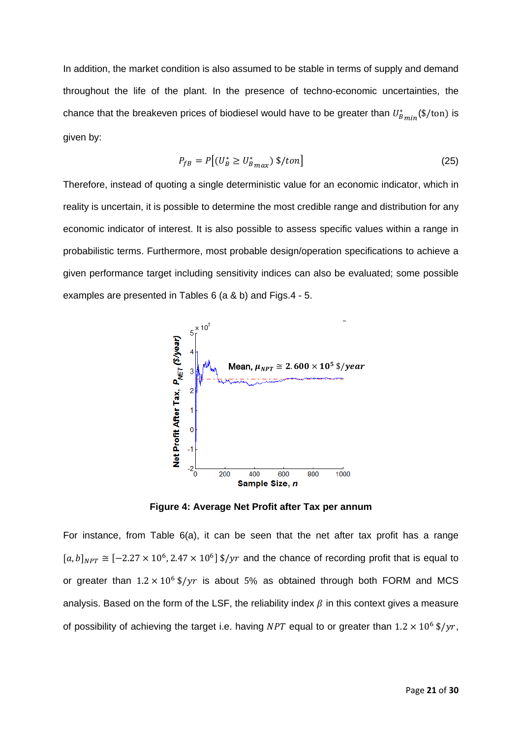In addition, the market condition is also assumed to be stable in terms of supply and demand throughout the life of the plant. In the presence of techno-economic uncertainties, the chance that the breakeven prices of biodiesel would have to be greater than $U^*_{B\,min}$ (\$/ton) is given by:

$$P_{fB} = P\left[\left(U^*_B \geq U^*_{B\,max}\right) \$/ton\right] \tag{25}$$

Therefore, instead of quoting a single deterministic value for an economic indicator, which in reality is uncertain, it is possible to determine the most credible range and distribution for any economic indicator of interest. It is also possible to assess specific values within a range in probabilistic terms. Furthermore, most probable design/operation specifications to achieve a given performance target including sensitivity indices can also be evaluated; some possible examples are presented in Tables 6 (a & b) and Figs.4 - 5.

**Figure 4: Average Net Profit after Tax per annum**

For instance, from Table 6(a), it can be seen that the net after tax profit has a range $[a, b]_{NPT} \cong [-2.27 \times 10^6, 2.47 \times 10^6]$ \$/yr and the chance of recording profit that is equal to or greater than $1.2 \times 10^6$ \$/yr is about 5% as obtained through both FORM and MCS analysis. Based on the form of the LSF, the reliability index $\beta$ in this context gives a measure of possibility of achieving the target i.e. having $NPT$ equal to or greater than $1.2 \times 10^6$ \$/yr,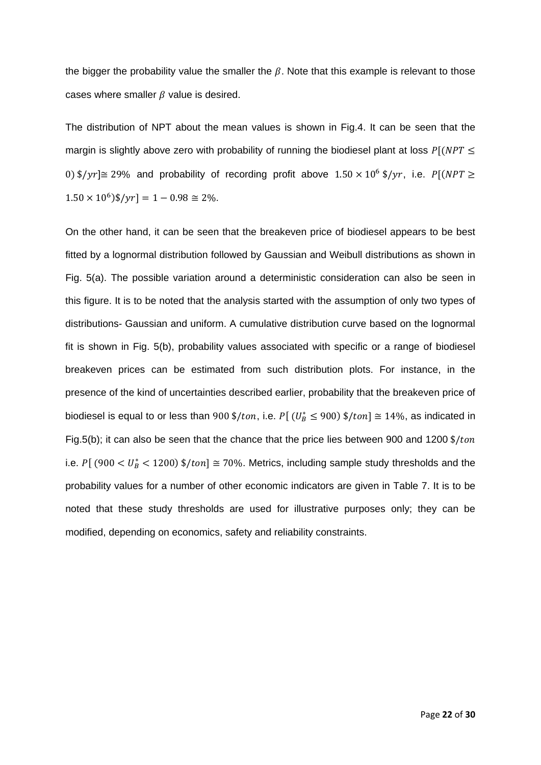the bigger the probability value the smaller the $\beta$. Note that this example is relevant to those cases where smaller $\beta$ value is desired.

The distribution of NPT about the mean values is shown in Fig.4. It can be seen that the margin is slightly above zero with probability of running the biodiesel plant at loss $P[(NPT \leq 0)\ \$/yr] \cong 29\%$ and probability of recording profit above $1.50 \times 10^{6}\ \$/yr$, i.e. $P[(NPT \geq 1.50 \times 10^{6})\$/yr] = 1 - 0.98 \cong 2\%$.

On the other hand, it can be seen that the breakeven price of biodiesel appears to be best fitted by a lognormal distribution followed by Gaussian and Weibull distributions as shown in Fig. 5(a). The possible variation around a deterministic consideration can also be seen in this figure. It is to be noted that the analysis started with the assumption of only two types of distributions- Gaussian and uniform. A cumulative distribution curve based on the lognormal fit is shown in Fig. 5(b), probability values associated with specific or a range of biodiesel breakeven prices can be estimated from such distribution plots. For instance, in the presence of the kind of uncertainties described earlier, probability that the breakeven price of biodiesel is equal to or less than $900\ \$/ton$, i.e. $P[\ (U_B^* \leq 900)\ \$/ton] \cong 14\%$, as indicated in Fig.5(b); it can also be seen that the chance that the price lies between 900 and 1200 $\$/ton$ i.e. $P[\ (900 < U_B^* < 1200)\ \$/ton] \cong 70\%$. Metrics, including sample study thresholds and the probability values for a number of other economic indicators are given in Table 7. It is to be noted that these study thresholds are used for illustrative purposes only; they can be modified, depending on economics, safety and reliability constraints.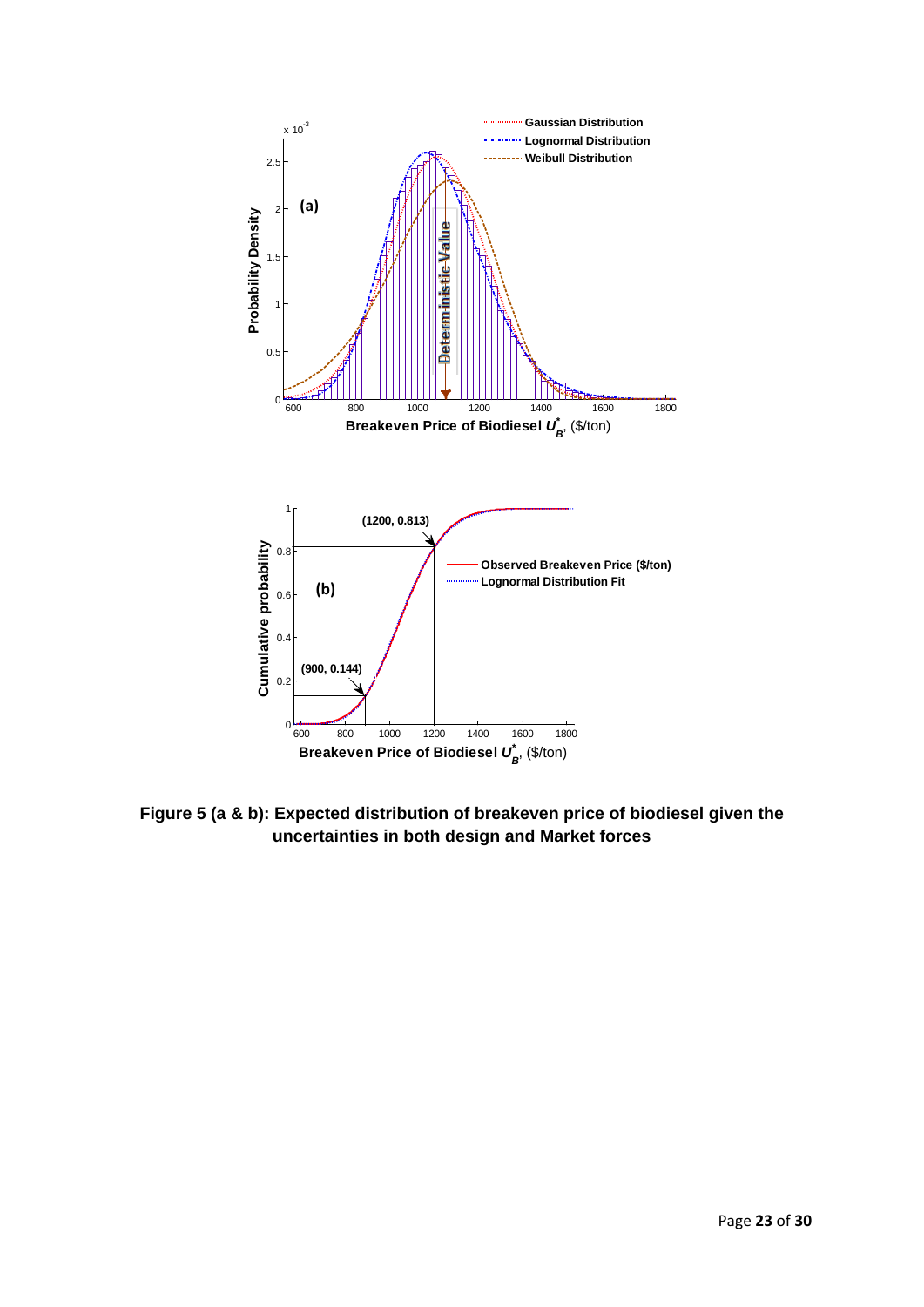**Figure 5 (a & b): Expected distribution of breakeven price of biodiesel given the uncertainties in both design and Market forces**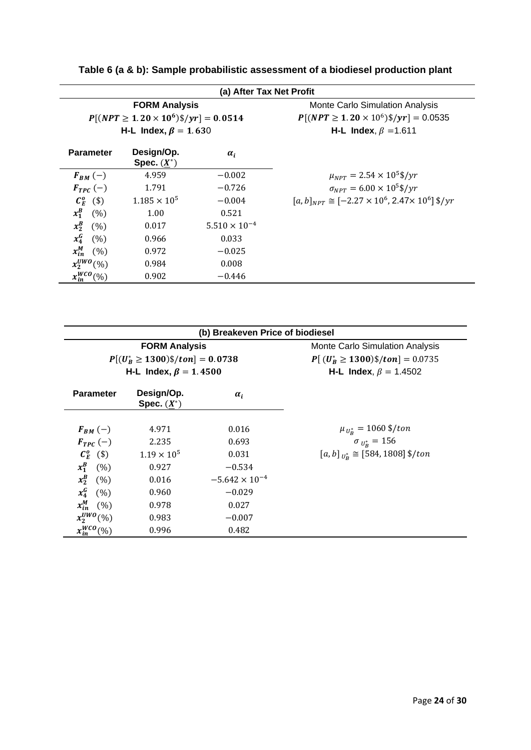**Table 6 (a & b): Sample probabilistic assessment of a biodiesel production plant**

| (a) After Tax Net Profit | | | |
|---|---|---|---|
| **FORM Analysis** $P[(NPT \geq 1.20 \times 10^6)\$/yr] = 0.0514$ **H-L Index,** $\beta = 1.630$ | | | Monte Carlo Simulation Analysis $P[(NPT \geq 1.20 \times 10^6)\$/yr] = 0.0535$ **H-L Index**, $\beta$ =1.611 |
| **Parameter** | **Design/Op. Spec. ($\underline{X}^*$)** | $\alpha_i$ | |
| $F_{BM}$ (−) | 4.959 | −0.002 | $\mu_{NPT} = 2.54 \times 10^5\$/yr$ |
| $F_{TPC}$ (−) | 1.791 | −0.726 | $\sigma_{NPT} = 6.00 \times 10^5\$/yr$ |
| $C_E^o$ ($) | $1.185 \times 10^5$ | −0.004 | $[a,b]_{NPT} \cong [-2.27 \times 10^6, 2.47 \times 10^6]\ \$/yr$ |
| $x_1^B$ (%) | 1.00 | 0.521 | |
| $x_2^B$ (%) | 0.017 | $5.510 \times 10^{-4}$ | |
| $x_4^G$ (%) | 0.966 | 0.033 | |
| $x_{in}^M$ (%) | 0.972 | −0.025 | |
| $x_2^{UWO}$(%) | 0.984 | 0.008 | |
| $x_{in}^{WCO}$(%) | 0.902 | −0.446 | |

| (b) Breakeven Price of biodiesel | | | |
|---|---|---|---|
| **FORM Analysis** $P[(U_B^* \geq 1300)\$/ton] = 0.0738$ **H-L Index,** $\beta = 1.4500$ | | | Monte Carlo Simulation Analysis $P[(U_B^* \geq 1300)\$/ton] = 0.0735$ **H-L Index**, $\beta$ = 1.4502 |
| **Parameter** | **Design/Op. Spec. ($\underline{X}^*$)** | $\alpha_i$ | |
| $F_{BM}$ (−) | 4.971 | 0.016 | $\mu_{U_B^*} = 1060\ \$/ton$ |
| $F_{TPC}$ (−) | 2.235 | 0.693 | $\sigma_{U_B^*} = 156$ |
| $C_E^o$ ($) | $1.19 \times 10^5$ | 0.031 | $[a,b]_{U_B^*} \cong [584, 1808]\ \$/ton$ |
| $x_1^B$ (%) | 0.927 | −0.534 | |
| $x_2^B$ (%) | 0.016 | $-5.642 \times 10^{-4}$ | |
| $x_4^G$ (%) | 0.960 | −0.029 | |
| $x_{in}^M$ (%) | 0.978 | 0.027 | |
| $x_2^{UWO}$(%) | 0.983 | −0.007 | |
| $x_{in}^{WCO}$(%) | 0.996 | 0.482 | |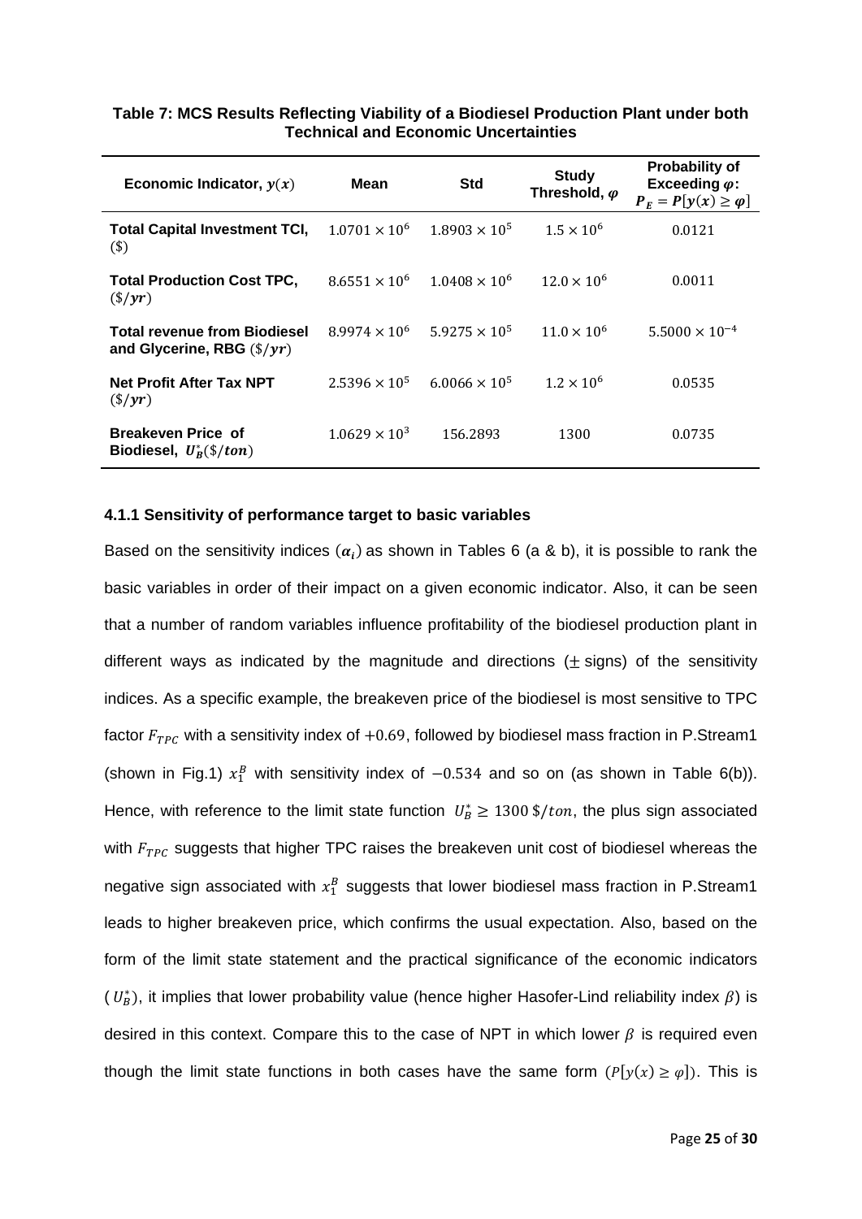**Table 7: MCS Results Reflecting Viability of a Biodiesel Production Plant under both Technical and Economic Uncertainties**

| Economic Indicator, $y(x)$ | Mean | Std | Study Threshold, $\varphi$ | Probability of Exceeding $\varphi$: $P_E = P[y(x) \geq \varphi]$ |
|---|---|---|---|---|
| **Total Capital Investment TCI,** (\$) | $1.0701 \times 10^6$ | $1.8903 \times 10^5$ | $1.5 \times 10^6$ | 0.0121 |
| **Total Production Cost TPC,** $(\$/yr)$ | $8.6551 \times 10^6$ | $1.0408 \times 10^6$ | $12.0 \times 10^6$ | 0.0011 |
| **Total revenue from Biodiesel and Glycerine, RBG** $(\$/yr)$ | $8.9974 \times 10^6$ | $5.9275 \times 10^5$ | $11.0 \times 10^6$ | $5.5000 \times 10^{-4}$ |
| **Net Profit After Tax NPT** $(\$/yr)$ | $2.5396 \times 10^5$ | $6.0066 \times 10^5$ | $1.2 \times 10^6$ | 0.0535 |
| **Breakeven Price of Biodiesel,** $U_B^*(\$/ton)$ | $1.0629 \times 10^3$ | 156.2893 | 1300 | 0.0735 |

### 4.1.1 Sensitivity of performance target to basic variables

Based on the sensitivity indices ($\alpha_i$) as shown in Tables 6 (a & b), it is possible to rank the basic variables in order of their impact on a given economic indicator. Also, it can be seen that a number of random variables influence profitability of the biodiesel production plant in different ways as indicated by the magnitude and directions ($\pm$ signs) of the sensitivity indices. As a specific example, the breakeven price of the biodiesel is most sensitive to TPC factor $F_{TPC}$ with a sensitivity index of $+0.69$, followed by biodiesel mass fraction in P.Stream1 (shown in Fig.1) $x_1^B$ with sensitivity index of $-0.534$ and so on (as shown in Table 6(b)). Hence, with reference to the limit state function $U_B^* \geq 1300\ \$/ton$, the plus sign associated with $F_{TPC}$ suggests that higher TPC raises the breakeven unit cost of biodiesel whereas the negative sign associated with $x_1^B$ suggests that lower biodiesel mass fraction in P.Stream1 leads to higher breakeven price, which confirms the usual expectation. Also, based on the form of the limit state statement and the practical significance of the economic indicators ($U_B^*$), it implies that lower probability value (hence higher Hasofer-Lind reliability index $\beta$) is desired in this context. Compare this to the case of NPT in which lower $\beta$ is required even though the limit state functions in both cases have the same form ($P[y(x) \geq \varphi]$). This is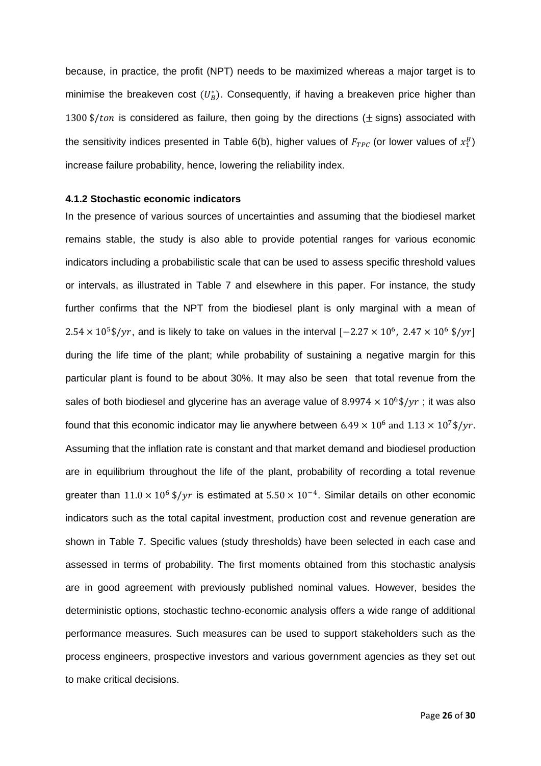because, in practice, the profit (NPT) needs to be maximized whereas a major target is to minimise the breakeven cost ($U_B^*$). Consequently, if having a breakeven price higher than $1300\ \$/ton$ is considered as failure, then going by the directions ($\pm$ signs) associated with the sensitivity indices presented in Table 6(b), higher values of $F_{TPC}$ (or lower values of $x_1^B$) increase failure probability, hence, lowering the reliability index.

#### 4.1.2 Stochastic economic indicators

In the presence of various sources of uncertainties and assuming that the biodiesel market remains stable, the study is also able to provide potential ranges for various economic indicators including a probabilistic scale that can be used to assess specific threshold values or intervals, as illustrated in Table 7 and elsewhere in this paper. For instance, the study further confirms that the NPT from the biodiesel plant is only marginal with a mean of $2.54 \times 10^5 \$/yr$, and is likely to take on values in the interval $[-2.27 \times 10^6,\ 2.47 \times 10^6\ \$/yr]$ during the life time of the plant; while probability of sustaining a negative margin for this particular plant is found to be about 30%. It may also be seen that total revenue from the sales of both biodiesel and glycerine has an average value of $8.9974 \times 10^6 \$/yr$ ; it was also found that this economic indicator may lie anywhere between $6.49 \times 10^6$ and $1.13 \times 10^7 \$/yr$. Assuming that the inflation rate is constant and that market demand and biodiesel production are in equilibrium throughout the life of the plant, probability of recording a total revenue greater than $11.0 \times 10^6\ \$/yr$ is estimated at $5.50 \times 10^{-4}$. Similar details on other economic indicators such as the total capital investment, production cost and revenue generation are shown in Table 7. Specific values (study thresholds) have been selected in each case and assessed in terms of probability. The first moments obtained from this stochastic analysis are in good agreement with previously published nominal values. However, besides the deterministic options, stochastic techno-economic analysis offers a wide range of additional performance measures. Such measures can be used to support stakeholders such as the process engineers, prospective investors and various government agencies as they set out to make critical decisions.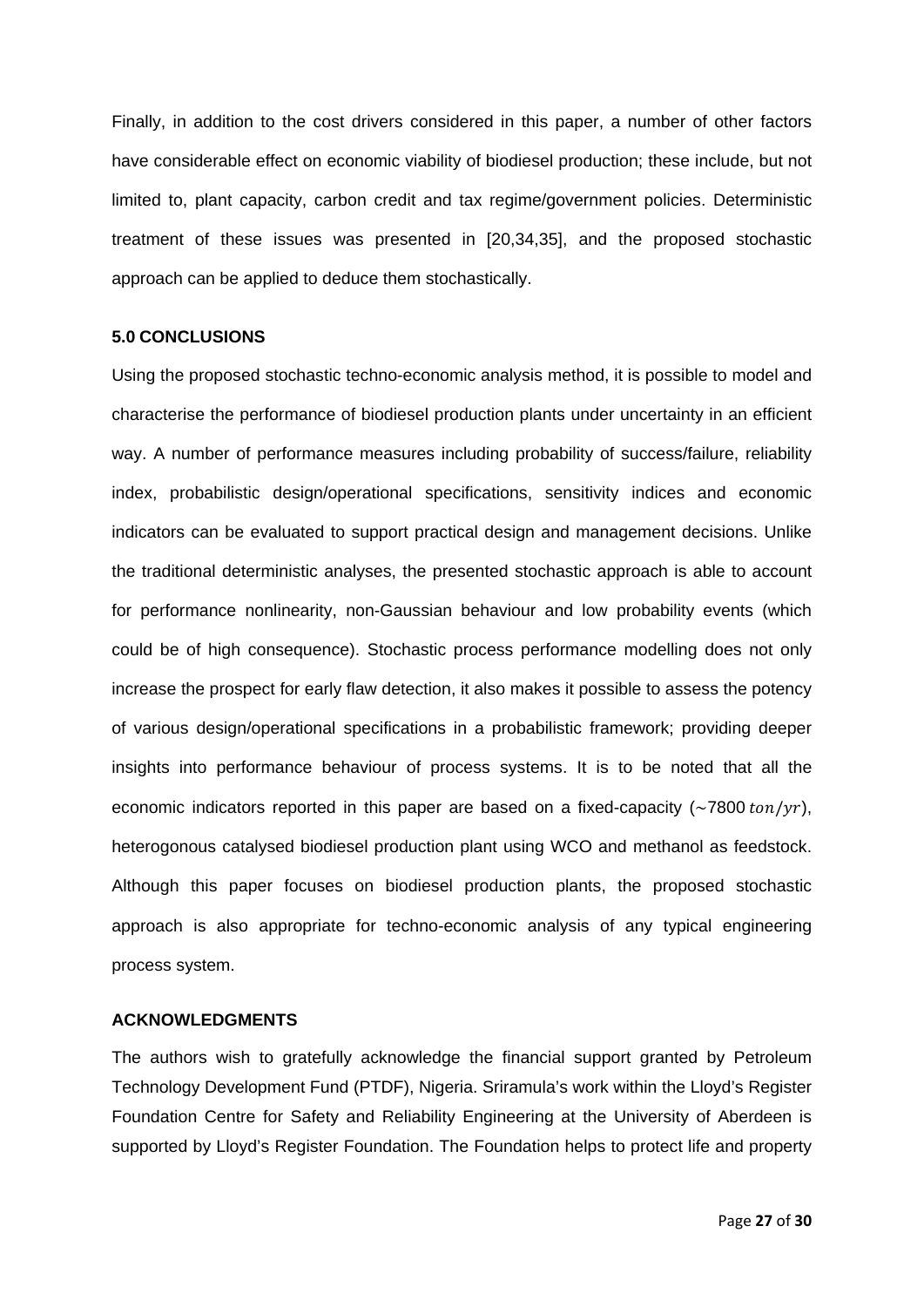Finally, in addition to the cost drivers considered in this paper, a number of other factors have considerable effect on economic viability of biodiesel production; these include, but not limited to, plant capacity, carbon credit and tax regime/government policies. Deterministic treatment of these issues was presented in [20,34,35], and the proposed stochastic approach can be applied to deduce them stochastically.

### 5.0 CONCLUSIONS

Using the proposed stochastic techno-economic analysis method, it is possible to model and characterise the performance of biodiesel production plants under uncertainty in an efficient way. A number of performance measures including probability of success/failure, reliability index, probabilistic design/operational specifications, sensitivity indices and economic indicators can be evaluated to support practical design and management decisions. Unlike the traditional deterministic analyses, the presented stochastic approach is able to account for performance nonlinearity, non-Gaussian behaviour and low probability events (which could be of high consequence). Stochastic process performance modelling does not only increase the prospect for early flaw detection, it also makes it possible to assess the potency of various design/operational specifications in a probabilistic framework; providing deeper insights into performance behaviour of process systems. It is to be noted that all the economic indicators reported in this paper are based on a fixed-capacity ($\sim$7800 $ton/yr$), heterogonous catalysed biodiesel production plant using WCO and methanol as feedstock. Although this paper focuses on biodiesel production plants, the proposed stochastic approach is also appropriate for techno-economic analysis of any typical engineering process system.

### ACKNOWLEDGMENTS

The authors wish to gratefully acknowledge the financial support granted by Petroleum Technology Development Fund (PTDF), Nigeria. Sriramula's work within the Lloyd's Register Foundation Centre for Safety and Reliability Engineering at the University of Aberdeen is supported by Lloyd's Register Foundation. The Foundation helps to protect life and property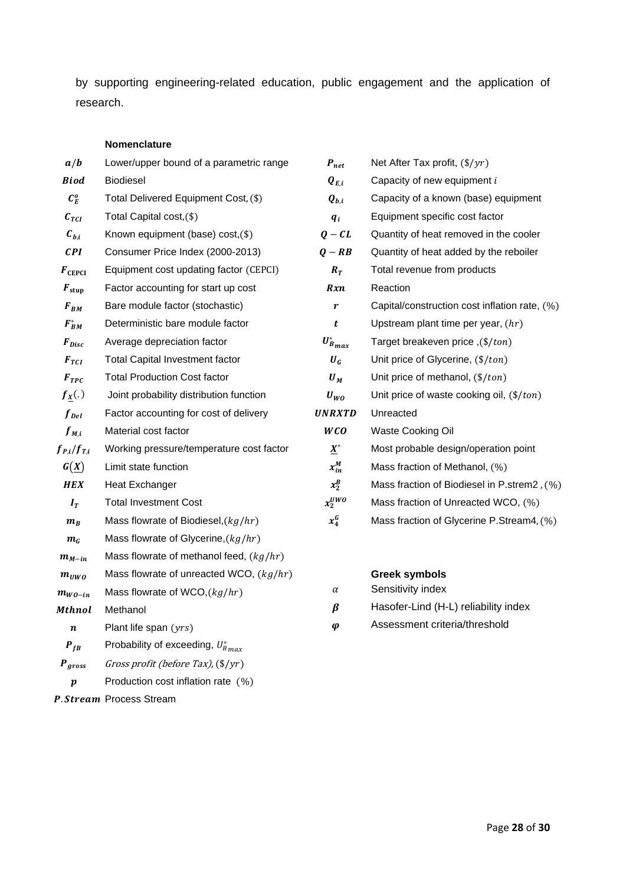by supporting engineering-related education, public engagement and the application of research.

**Nomenclature**

| Symbol | Description |
|---|---|
| $a/b$ | Lower/upper bound of a parametric range |
| $Biod$ | Biodiesel |
| $C_E^o$ | Total Delivered Equipment Cost, (\$) |
| $C_{TCI}$ | Total Capital cost, (\$) |
| $C_{b,i}$ | Known equipment (base) cost, (\$) |
| $CPI$ | Consumer Price Index (2000-2013) |
| $F_{CEPCI}$ | Equipment cost updating factor (CEPCI) |
| $F_{stup}$ | Factor accounting for start up cost |
| $F_{BM}$ | Bare module factor (stochastic) |
| $F_{BM}^*$ | Deterministic bare module factor |
| $F_{Disc}$ | Average depreciation factor |
| $F_{TCI}$ | Total Capital Investment factor |
| $F_{TPC}$ | Total Production Cost factor |
| $f_{\underline{X}}(.)$ | Joint probability distribution function |
| $f_{Del}$ | Factor accounting for cost of delivery |
| $f_{M,i}$ | Material cost factor |
| $f_{P,i}/f_{T,i}$ | Working pressure/temperature cost factor |
| $G(\underline{X})$ | Limit state function |
| $HEX$ | Heat Exchanger |
| $I_T$ | Total Investment Cost |
| $m_B$ | Mass flowrate of Biodiesel, $(kg/hr)$ |
| $m_G$ | Mass flowrate of Glycerine, $(kg/hr)$ |
| $m_{M-in}$ | Mass flowrate of methanol feed, $(kg/hr)$ |
| $m_{UWO}$ | Mass flowrate of unreacted WCO, $(kg/hr)$ |
| $m_{WO-in}$ | Mass flowrate of WCO, $(kg/hr)$ |
| $Mthnol$ | Methanol |
| $n$ | Plant life span $(yrs)$ |
| $P_{fB}$ | Probability of exceeding, $U_{B_{max}}^*$ |
| $P_{gross}$ | *Gross profit (before Tax)*, $(\$/yr)$ |
| $p$ | Production cost inflation rate (%) |
| $P.Stream$ | Process Stream |
| $P_{net}$ | Net After Tax profit, $(\$/yr)$ |
| $Q_{E,i}$ | Capacity of new equipment $i$ |
| $Q_{b,i}$ | Capacity of a known (base) equipment |
| $q_i$ | Equipment specific cost factor |
| $Q-CL$ | Quantity of heat removed in the cooler |
| $Q-RB$ | Quantity of heat added by the reboiler |
| $R_T$ | Total revenue from products |
| $Rxn$ | Reaction |
| $r$ | Capital/construction cost inflation rate, (%) |
| $t$ | Upstream plant time per year, $(hr)$ |
| $U_{B_{max}}^*$ | Target breakeven price, $(\$/ton)$ |
| $U_G$ | Unit price of Glycerine, $(\$/ton)$ |
| $U_M$ | Unit price of methanol, $(\$/ton)$ |
| $U_{WO}$ | Unit price of waste cooking oil, $(\$/ton)$ |
| $UNRXTD$ | Unreacted |
| $WCO$ | Waste Cooking Oil |
| $\underline{X}^*$ | Most probable design/operation point |
| $x_{in}^M$ | Mass fraction of Methanol, (%) |
| $x_2^B$ | Mass fraction of Biodiesel in P.strem2, (%) |
| $x_2^{UWO}$ | Mass fraction of Unreacted WCO, (%) |
| $x_4^G$ | Mass fraction of Glycerine P.Stream4, (%) |

**Greek symbols**

| Symbol | Description |
|---|---|
| $\alpha$ | Sensitivity index |
| $\beta$ | Hasofer-Lind (H-L) reliability index |
| $\varphi$ | Assessment criteria/threshold |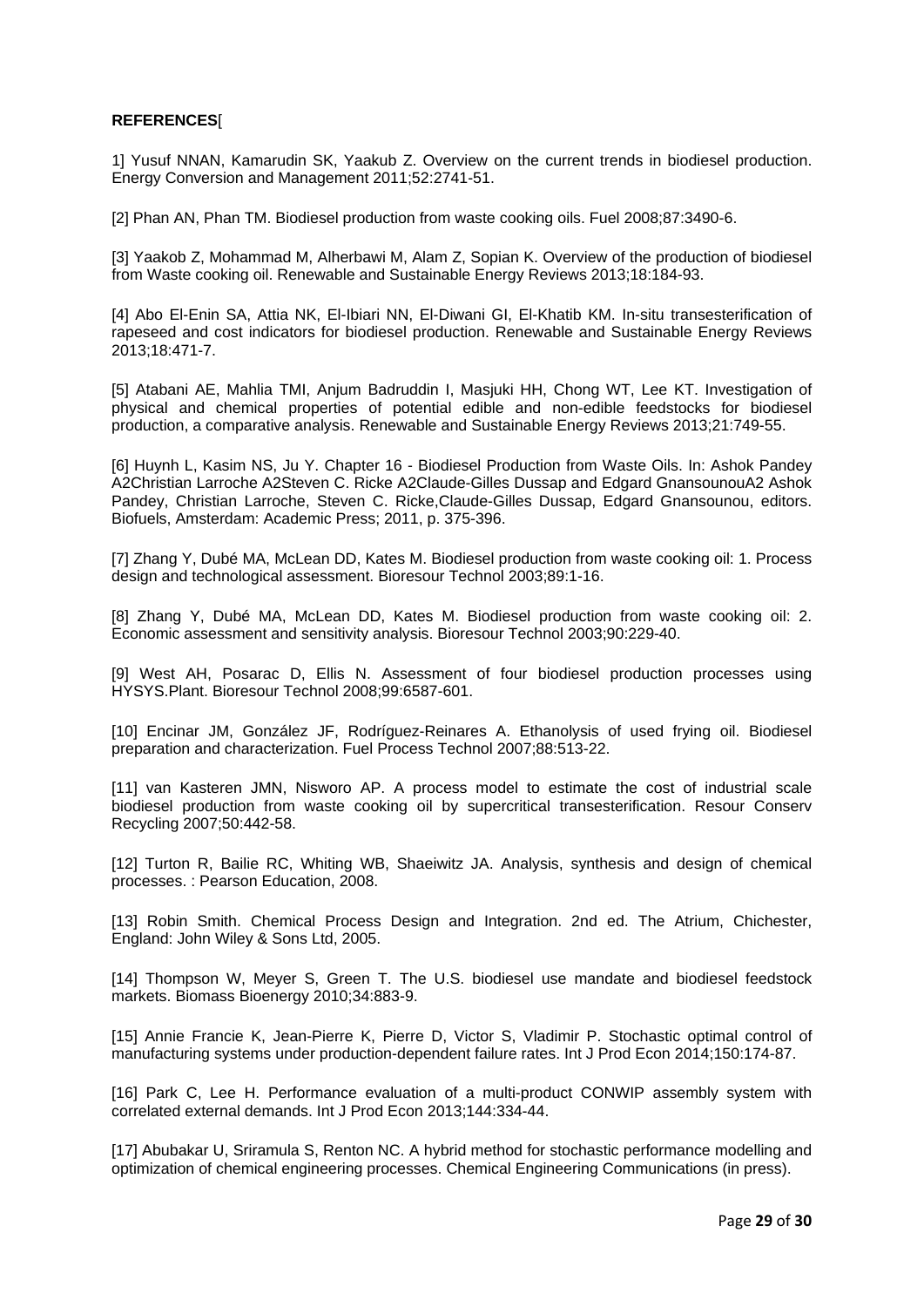**REFERENCES**

[1] Yusuf NNAN, Kamarudin SK, Yaakub Z. Overview on the current trends in biodiesel production. Energy Conversion and Management 2011;52:2741-51.

[2] Phan AN, Phan TM. Biodiesel production from waste cooking oils. Fuel 2008;87:3490-6.

[3] Yaakob Z, Mohammad M, Alherbawi M, Alam Z, Sopian K. Overview of the production of biodiesel from Waste cooking oil. Renewable and Sustainable Energy Reviews 2013;18:184-93.

[4] Abo El-Enin SA, Attia NK, El-Ibiari NN, El-Diwani GI, El-Khatib KM. In-situ transesterification of rapeseed and cost indicators for biodiesel production. Renewable and Sustainable Energy Reviews 2013;18:471-7.

[5] Atabani AE, Mahlia TMI, Anjum Badruddin I, Masjuki HH, Chong WT, Lee KT. Investigation of physical and chemical properties of potential edible and non-edible feedstocks for biodiesel production, a comparative analysis. Renewable and Sustainable Energy Reviews 2013;21:749-55.

[6] Huynh L, Kasim NS, Ju Y. Chapter 16 - Biodiesel Production from Waste Oils. In: Ashok Pandey A2Christian Larroche A2Steven C. Ricke A2Claude-Gilles Dussap and Edgard GnansounouA2 Ashok Pandey, Christian Larroche, Steven C. Ricke,Claude-Gilles Dussap, Edgard Gnansounou, editors. Biofuels, Amsterdam: Academic Press; 2011, p. 375-396.

[7] Zhang Y, Dubé MA, McLean DD, Kates M. Biodiesel production from waste cooking oil: 1. Process design and technological assessment. Bioresour Technol 2003;89:1-16.

[8] Zhang Y, Dubé MA, McLean DD, Kates M. Biodiesel production from waste cooking oil: 2. Economic assessment and sensitivity analysis. Bioresour Technol 2003;90:229-40.

[9] West AH, Posarac D, Ellis N. Assessment of four biodiesel production processes using HYSYS.Plant. Bioresour Technol 2008;99:6587-601.

[10] Encinar JM, González JF, Rodríguez-Reinares A. Ethanolysis of used frying oil. Biodiesel preparation and characterization. Fuel Process Technol 2007;88:513-22.

[11] van Kasteren JMN, Nisworo AP. A process model to estimate the cost of industrial scale biodiesel production from waste cooking oil by supercritical transesterification. Resour Conserv Recycling 2007;50:442-58.

[12] Turton R, Bailie RC, Whiting WB, Shaeiwitz JA. Analysis, synthesis and design of chemical processes. : Pearson Education, 2008.

[13] Robin Smith. Chemical Process Design and Integration. 2nd ed. The Atrium, Chichester, England: John Wiley & Sons Ltd, 2005.

[14] Thompson W, Meyer S, Green T. The U.S. biodiesel use mandate and biodiesel feedstock markets. Biomass Bioenergy 2010;34:883-9.

[15] Annie Francie K, Jean-Pierre K, Pierre D, Victor S, Vladimir P. Stochastic optimal control of manufacturing systems under production-dependent failure rates. Int J Prod Econ 2014;150:174-87.

[16] Park C, Lee H. Performance evaluation of a multi-product CONWIP assembly system with correlated external demands. Int J Prod Econ 2013;144:334-44.

[17] Abubakar U, Sriramula S, Renton NC. A hybrid method for stochastic performance modelling and optimization of chemical engineering processes. Chemical Engineering Communications (in press).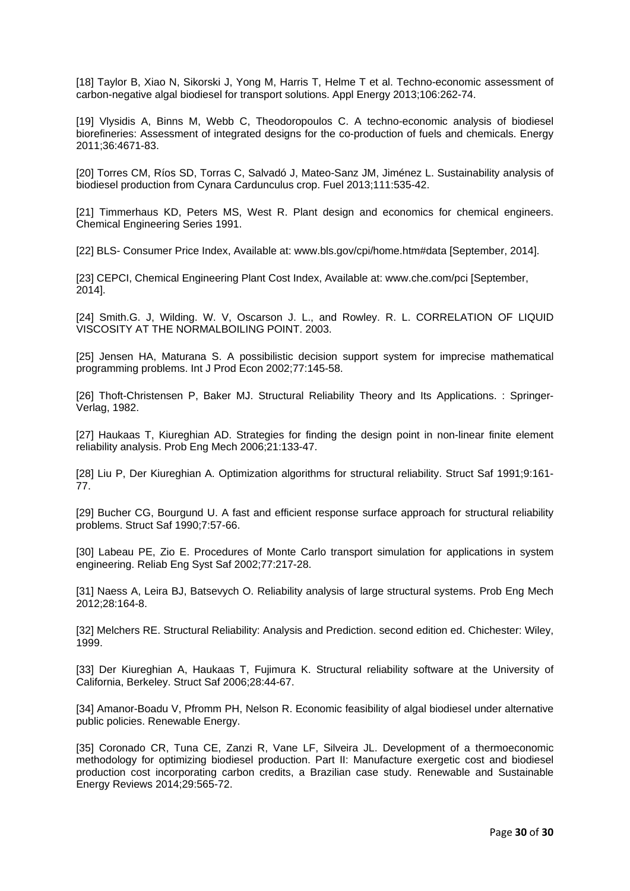[18] Taylor B, Xiao N, Sikorski J, Yong M, Harris T, Helme T et al. Techno-economic assessment of carbon-negative algal biodiesel for transport solutions. Appl Energy 2013;106:262-74.

[19] Vlysidis A, Binns M, Webb C, Theodoropoulos C. A techno-economic analysis of biodiesel biorefineries: Assessment of integrated designs for the co-production of fuels and chemicals. Energy 2011;36:4671-83.

[20] Torres CM, Ríos SD, Torras C, Salvadó J, Mateo-Sanz JM, Jiménez L. Sustainability analysis of biodiesel production from Cynara Cardunculus crop. Fuel 2013;111:535-42.

[21] Timmerhaus KD, Peters MS, West R. Plant design and economics for chemical engineers. Chemical Engineering Series 1991.

[22] BLS- Consumer Price Index, Available at: www.bls.gov/cpi/home.htm#data [September, 2014].

[23] CEPCI, Chemical Engineering Plant Cost Index, Available at: www.che.com/pci [September, 2014].

[24] Smith.G. J, Wilding. W. V, Oscarson J. L., and Rowley. R. L. CORRELATION OF LIQUID VISCOSITY AT THE NORMALBOILING POINT. 2003.

[25] Jensen HA, Maturana S. A possibilistic decision support system for imprecise mathematical programming problems. Int J Prod Econ 2002;77:145-58.

[26] Thoft-Christensen P, Baker MJ. Structural Reliability Theory and Its Applications. : Springer-Verlag, 1982.

[27] Haukaas T, Kiureghian AD. Strategies for finding the design point in non-linear finite element reliability analysis. Prob Eng Mech 2006;21:133-47.

[28] Liu P, Der Kiureghian A. Optimization algorithms for structural reliability. Struct Saf 1991;9:161-77.

[29] Bucher CG, Bourgund U. A fast and efficient response surface approach for structural reliability problems. Struct Saf 1990;7:57-66.

[30] Labeau PE, Zio E. Procedures of Monte Carlo transport simulation for applications in system engineering. Reliab Eng Syst Saf 2002;77:217-28.

[31] Naess A, Leira BJ, Batsevych O. Reliability analysis of large structural systems. Prob Eng Mech 2012;28:164-8.

[32] Melchers RE. Structural Reliability: Analysis and Prediction. second edition ed. Chichester: Wiley, 1999.

[33] Der Kiureghian A, Haukaas T, Fujimura K. Structural reliability software at the University of California, Berkeley. Struct Saf 2006;28:44-67.

[34] Amanor-Boadu V, Pfromm PH, Nelson R. Economic feasibility of algal biodiesel under alternative public policies. Renewable Energy.

[35] Coronado CR, Tuna CE, Zanzi R, Vane LF, Silveira JL. Development of a thermoeconomic methodology for optimizing biodiesel production. Part II: Manufacture exergetic cost and biodiesel production cost incorporating carbon credits, a Brazilian case study. Renewable and Sustainable Energy Reviews 2014;29:565-72.